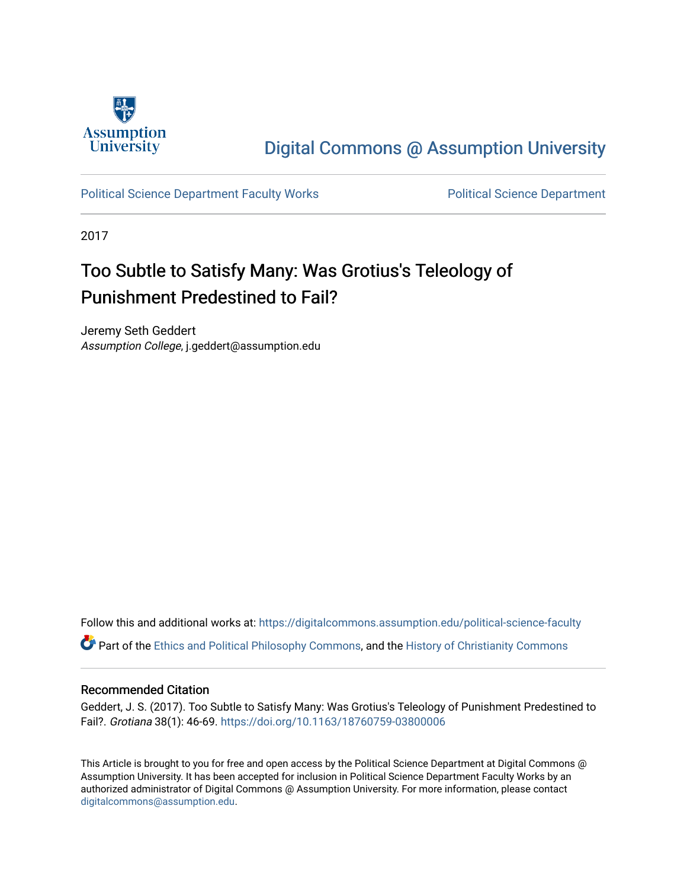Digital Commons @ Assumption University

Political Science Department Faculty Works | Political Science Department

2017

# Too Subtle to Satisfy Many: Was Grotius's Teleology of Punishment Predestined to Fail?

Jeremy Seth Geddert
*Assumption College*, j.geddert@assumption.edu

Follow this and additional works at: https://digitalcommons.assumption.edu/political-science-faculty

Part of the Ethics and Political Philosophy Commons, and the History of Christianity Commons

## Recommended Citation

Geddert, J. S. (2017). Too Subtle to Satisfy Many: Was Grotius's Teleology of Punishment Predestined to Fail?. *Grotiana* 38(1): 46-69. https://doi.org/10.1163/18760759-03800006

This Article is brought to you for free and open access by the Political Science Department at Digital Commons @ Assumption University. It has been accepted for inclusion in Political Science Department Faculty Works by an authorized administrator of Digital Commons @ Assumption University. For more information, please contact digitalcommons@assumption.edu.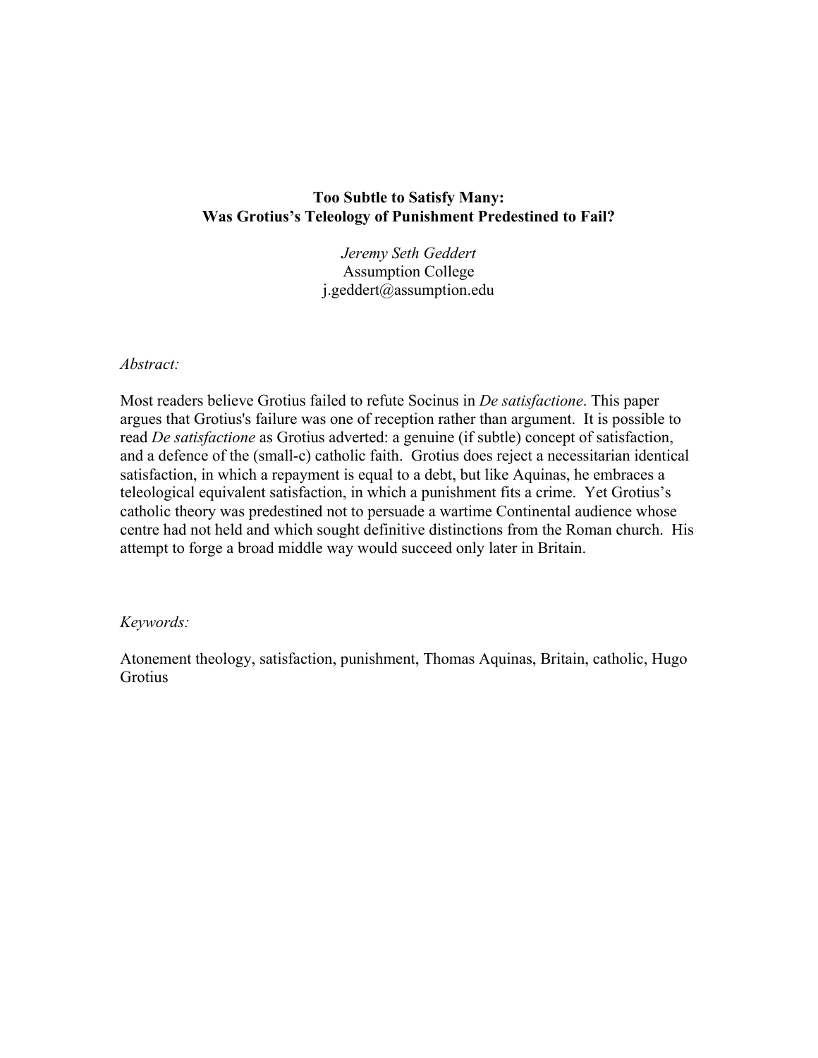**Too Subtle to Satisfy Many:**
**Was Grotius's Teleology of Punishment Predestined to Fail?**

*Jeremy Seth Geddert*
Assumption College
j.geddert@assumption.edu

*Abstract:*

Most readers believe Grotius failed to refute Socinus in *De satisfactione*. This paper argues that Grotius's failure was one of reception rather than argument. It is possible to read *De satisfactione* as Grotius adverted: a genuine (if subtle) concept of satisfaction, and a defence of the (small-c) catholic faith. Grotius does reject a necessitarian identical satisfaction, in which a repayment is equal to a debt, but like Aquinas, he embraces a teleological equivalent satisfaction, in which a punishment fits a crime. Yet Grotius's catholic theory was predestined not to persuade a wartime Continental audience whose centre had not held and which sought definitive distinctions from the Roman church. His attempt to forge a broad middle way would succeed only later in Britain.

*Keywords:*

Atonement theology, satisfaction, punishment, Thomas Aquinas, Britain, catholic, Hugo Grotius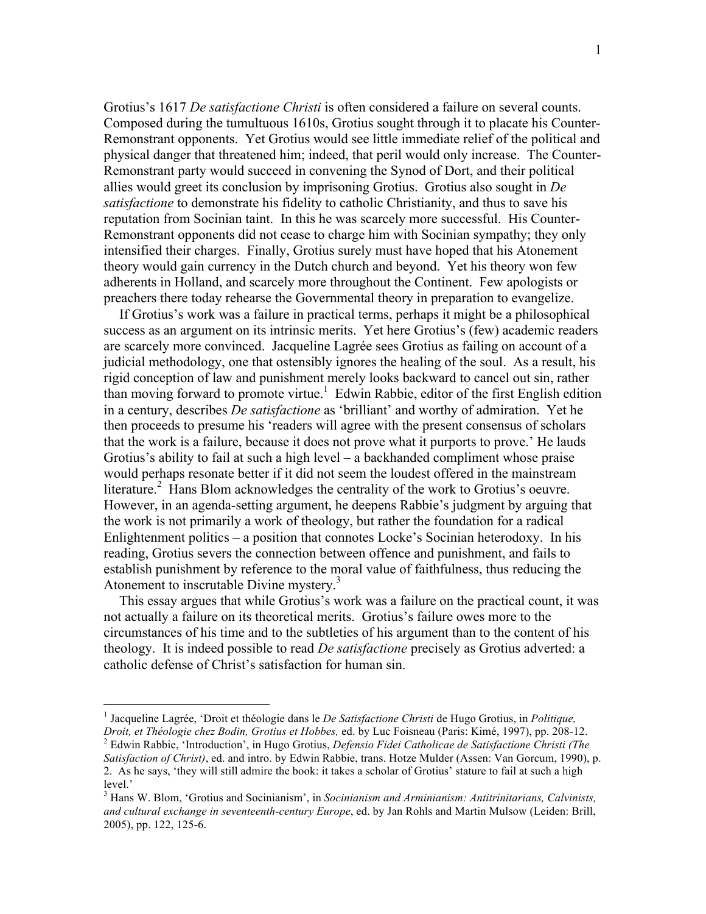Grotius's 1617 *De satisfactione Christi* is often considered a failure on several counts. Composed during the tumultuous 1610s, Grotius sought through it to placate his Counter-Remonstrant opponents. Yet Grotius would see little immediate relief of the political and physical danger that threatened him; indeed, that peril would only increase. The Counter-Remonstrant party would succeed in convening the Synod of Dort, and their political allies would greet its conclusion by imprisoning Grotius. Grotius also sought in *De satisfactione* to demonstrate his fidelity to catholic Christianity, and thus to save his reputation from Socinian taint. In this he was scarcely more successful. His Counter-Remonstrant opponents did not cease to charge him with Socinian sympathy; they only intensified their charges. Finally, Grotius surely must have hoped that his Atonement theory would gain currency in the Dutch church and beyond. Yet his theory won few adherents in Holland, and scarcely more throughout the Continent. Few apologists or preachers there today rehearse the Governmental theory in preparation to evangelize.

If Grotius's work was a failure in practical terms, perhaps it might be a philosophical success as an argument on its intrinsic merits. Yet here Grotius's (few) academic readers are scarcely more convinced. Jacqueline Lagrée sees Grotius as failing on account of a judicial methodology, one that ostensibly ignores the healing of the soul. As a result, his rigid conception of law and punishment merely looks backward to cancel out sin, rather than moving forward to promote virtue.[1] Edwin Rabbie, editor of the first English edition in a century, describes *De satisfactione* as 'brilliant' and worthy of admiration. Yet he then proceeds to presume his 'readers will agree with the present consensus of scholars that the work is a failure, because it does not prove what it purports to prove.' He lauds Grotius's ability to fail at such a high level – a backhanded compliment whose praise would perhaps resonate better if it did not seem the loudest offered in the mainstream literature.[2] Hans Blom acknowledges the centrality of the work to Grotius's oeuvre. However, in an agenda-setting argument, he deepens Rabbie's judgment by arguing that the work is not primarily a work of theology, but rather the foundation for a radical Enlightenment politics – a position that connotes Locke's Socinian heterodoxy. In his reading, Grotius severs the connection between offence and punishment, and fails to establish punishment by reference to the moral value of faithfulness, thus reducing the Atonement to inscrutable Divine mystery.[3]

This essay argues that while Grotius's work was a failure on the practical count, it was not actually a failure on its theoretical merits. Grotius's failure owes more to the circumstances of his time and to the subtleties of his argument than to the content of his theology. It is indeed possible to read *De satisfactione* precisely as Grotius adverted: a catholic defense of Christ's satisfaction for human sin.

---

[1] Jacqueline Lagrée, 'Droit et théologie dans le *De Satisfactione Christi* de Hugo Grotius, in *Politique, Droit, et Théologie chez Bodin, Grotius et Hobbes,* ed. by Luc Foisneau (Paris: Kimé, 1997), pp. 208-12.

[2] Edwin Rabbie, 'Introduction', in Hugo Grotius, *Defensio Fidei Catholicae de Satisfactione Christi (The Satisfaction of Christ)*, ed. and intro. by Edwin Rabbie, trans. Hotze Mulder (Assen: Van Gorcum, 1990), p. 2. As he says, 'they will still admire the book: it takes a scholar of Grotius' stature to fail at such a high level.'

[3] Hans W. Blom, 'Grotius and Socinianism', in *Socinianism and Arminianism: Antitrinitarians, Calvinists, and cultural exchange in seventeenth-century Europe*, ed. by Jan Rohls and Martin Mulsow (Leiden: Brill, 2005), pp. 122, 125-6.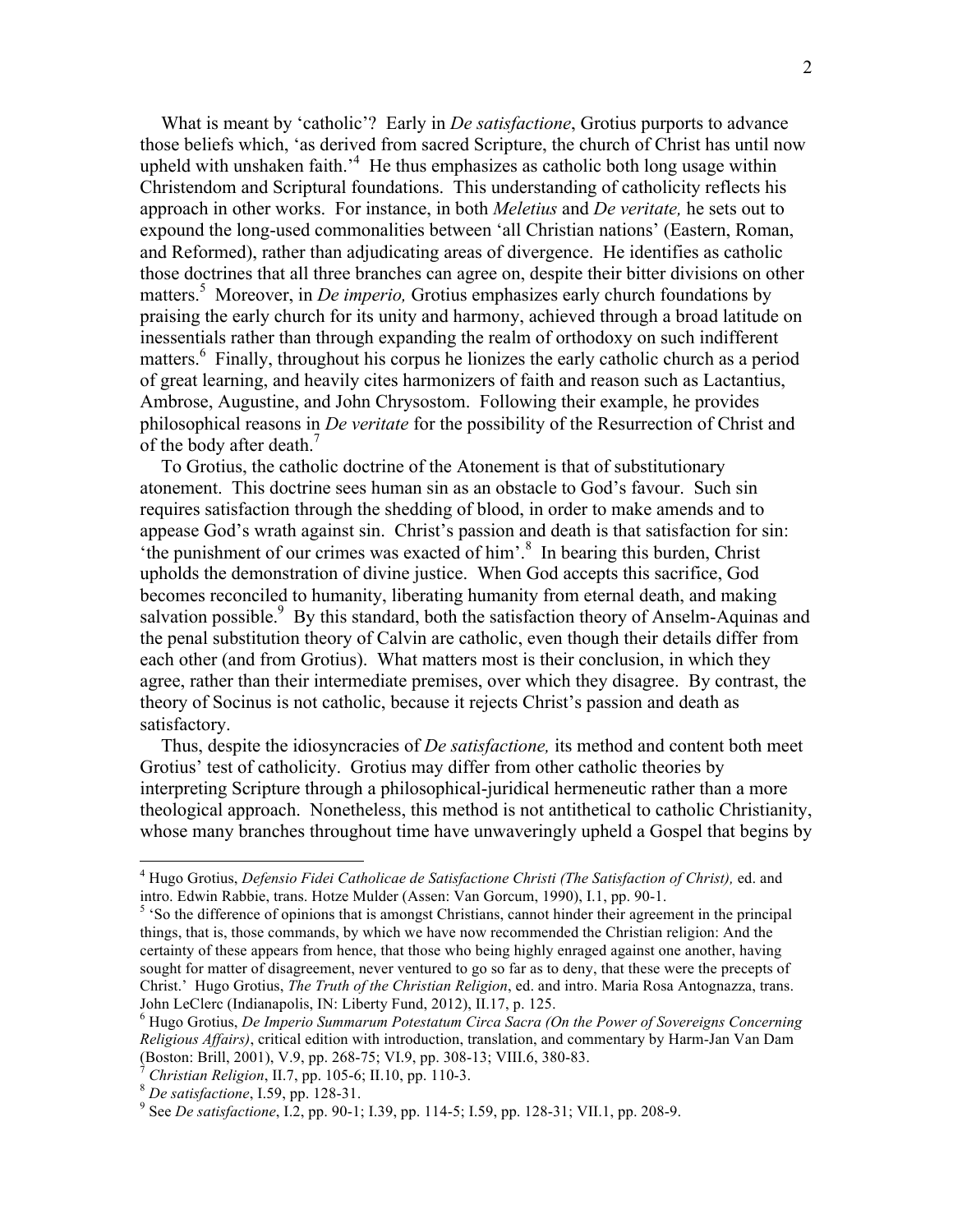What is meant by 'catholic'? Early in *De satisfactione*, Grotius purports to advance those beliefs which, 'as derived from sacred Scripture, the church of Christ has until now upheld with unshaken faith.'[4] He thus emphasizes as catholic both long usage within Christendom and Scriptural foundations. This understanding of catholicity reflects his approach in other works. For instance, in both *Meletius* and *De veritate,* he sets out to expound the long-used commonalities between 'all Christian nations' (Eastern, Roman, and Reformed), rather than adjudicating areas of divergence. He identifies as catholic those doctrines that all three branches can agree on, despite their bitter divisions on other matters.[5] Moreover, in *De imperio,* Grotius emphasizes early church foundations by praising the early church for its unity and harmony, achieved through a broad latitude on inessentials rather than through expanding the realm of orthodoxy on such indifferent matters.[6] Finally, throughout his corpus he lionizes the early catholic church as a period of great learning, and heavily cites harmonizers of faith and reason such as Lactantius, Ambrose, Augustine, and John Chrysostom. Following their example, he provides philosophical reasons in *De veritate* for the possibility of the Resurrection of Christ and of the body after death.[7]

To Grotius, the catholic doctrine of the Atonement is that of substitutionary atonement. This doctrine sees human sin as an obstacle to God's favour. Such sin requires satisfaction through the shedding of blood, in order to make amends and to appease God's wrath against sin. Christ's passion and death is that satisfaction for sin: 'the punishment of our crimes was exacted of him'.[8] In bearing this burden, Christ upholds the demonstration of divine justice. When God accepts this sacrifice, God becomes reconciled to humanity, liberating humanity from eternal death, and making salvation possible.[9] By this standard, both the satisfaction theory of Anselm-Aquinas and the penal substitution theory of Calvin are catholic, even though their details differ from each other (and from Grotius). What matters most is their conclusion, in which they agree, rather than their intermediate premises, over which they disagree. By contrast, the theory of Socinus is not catholic, because it rejects Christ's passion and death as satisfactory.

Thus, despite the idiosyncracies of *De satisfactione,* its method and content both meet Grotius' test of catholicity. Grotius may differ from other catholic theories by interpreting Scripture through a philosophical-juridical hermeneutic rather than a more theological approach. Nonetheless, this method is not antithetical to catholic Christianity, whose many branches throughout time have unwaveringly upheld a Gospel that begins by

---

[4] Hugo Grotius, *Defensio Fidei Catholicae de Satisfactione Christi (The Satisfaction of Christ),* ed. and intro. Edwin Rabbie, trans. Hotze Mulder (Assen: Van Gorcum, 1990), I.1, pp. 90-1.

[5] 'So the difference of opinions that is amongst Christians, cannot hinder their agreement in the principal things, that is, those commands, by which we have now recommended the Christian religion: And the certainty of these appears from hence, that those who being highly enraged against one another, having sought for matter of disagreement, never ventured to go so far as to deny, that these were the precepts of Christ.' Hugo Grotius, *The Truth of the Christian Religion*, ed. and intro. Maria Rosa Antognazza, trans. John LeClerc (Indianapolis, IN: Liberty Fund, 2012), II.17, p. 125.

[6] Hugo Grotius, *De Imperio Summarum Potestatum Circa Sacra (On the Power of Sovereigns Concerning Religious Affairs)*, critical edition with introduction, translation, and commentary by Harm-Jan Van Dam (Boston: Brill, 2001), V.9, pp. 268-75; VI.9, pp. 308-13; VIII.6, 380-83.

[7] *Christian Religion*, II.7, pp. 105-6; II.10, pp. 110-3.

[8] *De satisfactione*, I.59, pp. 128-31.

[9] See *De satisfactione*, I.2, pp. 90-1; I.39, pp. 114-5; I.59, pp. 128-31; VII.1, pp. 208-9.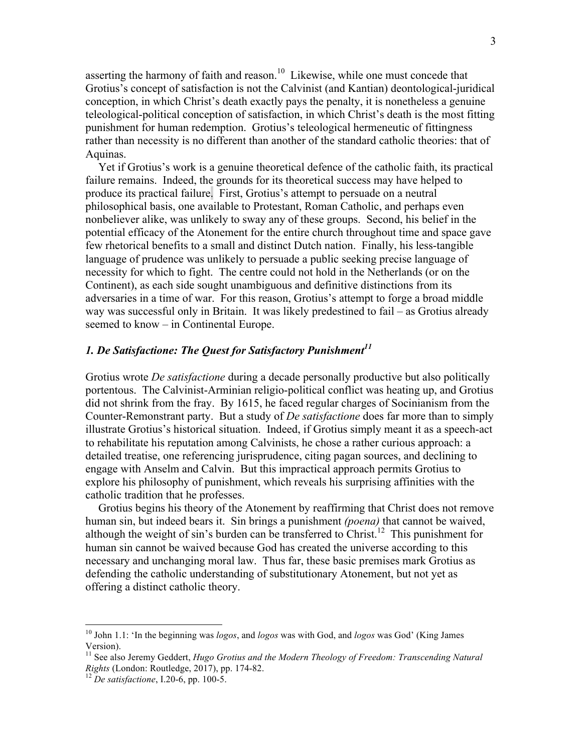asserting the harmony of faith and reason.[10] Likewise, while one must concede that Grotius's concept of satisfaction is not the Calvinist (and Kantian) deontological-juridical conception, in which Christ's death exactly pays the penalty, it is nonetheless a genuine teleological-political conception of satisfaction, in which Christ's death is the most fitting punishment for human redemption. Grotius's teleological hermeneutic of fittingness rather than necessity is no different than another of the standard catholic theories: that of Aquinas.

Yet if Grotius's work is a genuine theoretical defence of the catholic faith, its practical failure remains. Indeed, the grounds for its theoretical success may have helped to produce its practical failure. First, Grotius's attempt to persuade on a neutral philosophical basis, one available to Protestant, Roman Catholic, and perhaps even nonbeliever alike, was unlikely to sway any of these groups. Second, his belief in the potential efficacy of the Atonement for the entire church throughout time and space gave few rhetorical benefits to a small and distinct Dutch nation. Finally, his less-tangible language of prudence was unlikely to persuade a public seeking precise language of necessity for which to fight. The centre could not hold in the Netherlands (or on the Continent), as each side sought unambiguous and definitive distinctions from its adversaries in a time of war. For this reason, Grotius's attempt to forge a broad middle way was successful only in Britain. It was likely predestined to fail – as Grotius already seemed to know – in Continental Europe.

## *1. De Satisfactione: The Quest for Satisfactory Punishment*[11]

Grotius wrote *De satisfactione* during a decade personally productive but also politically portentous. The Calvinist-Arminian religio-political conflict was heating up, and Grotius did not shrink from the fray. By 1615, he faced regular charges of Socinianism from the Counter-Remonstrant party. But a study of *De satisfactione* does far more than to simply illustrate Grotius's historical situation. Indeed, if Grotius simply meant it as a speech-act to rehabilitate his reputation among Calvinists, he chose a rather curious approach: a detailed treatise, one referencing jurisprudence, citing pagan sources, and declining to engage with Anselm and Calvin. But this impractical approach permits Grotius to explore his philosophy of punishment, which reveals his surprising affinities with the catholic tradition that he professes.

Grotius begins his theory of the Atonement by reaffirming that Christ does not remove human sin, but indeed bears it. Sin brings a punishment *(poena)* that cannot be waived, although the weight of sin's burden can be transferred to Christ.[12] This punishment for human sin cannot be waived because God has created the universe according to this necessary and unchanging moral law. Thus far, these basic premises mark Grotius as defending the catholic understanding of substitutionary Atonement, but not yet as offering a distinct catholic theory.

---

[10] John 1.1: 'In the beginning was *logos*, and *logos* was with God, and *logos* was God' (King James Version).

[11] See also Jeremy Geddert, *Hugo Grotius and the Modern Theology of Freedom: Transcending Natural Rights* (London: Routledge, 2017), pp. 174-82.

[12] *De satisfactione*, I.20-6, pp. 100-5.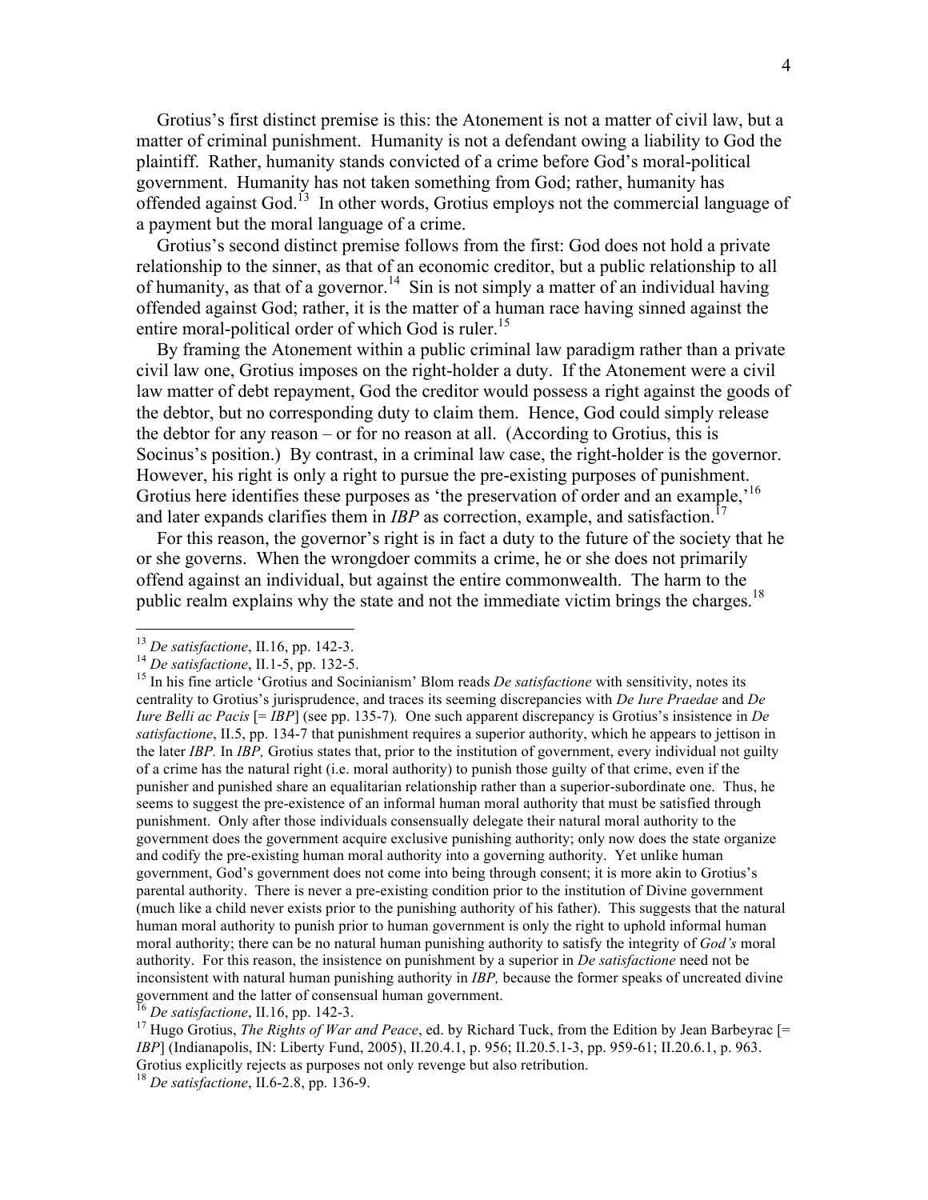Grotius's first distinct premise is this: the Atonement is not a matter of civil law, but a matter of criminal punishment. Humanity is not a defendant owing a liability to God the plaintiff. Rather, humanity stands convicted of a crime before God's moral-political government. Humanity has not taken something from God; rather, humanity has offended against God.[13] In other words, Grotius employs not the commercial language of a payment but the moral language of a crime.

Grotius's second distinct premise follows from the first: God does not hold a private relationship to the sinner, as that of an economic creditor, but a public relationship to all of humanity, as that of a governor.[14] Sin is not simply a matter of an individual having offended against God; rather, it is the matter of a human race having sinned against the entire moral-political order of which God is ruler.[15]

By framing the Atonement within a public criminal law paradigm rather than a private civil law one, Grotius imposes on the right-holder a duty. If the Atonement were a civil law matter of debt repayment, God the creditor would possess a right against the goods of the debtor, but no corresponding duty to claim them. Hence, God could simply release the debtor for any reason – or for no reason at all. (According to Grotius, this is Socinus's position.) By contrast, in a criminal law case, the right-holder is the governor. However, his right is only a right to pursue the pre-existing purposes of punishment. Grotius here identifies these purposes as 'the preservation of order and an example,'[16] and later expands clarifies them in *IBP* as correction, example, and satisfaction.[17]

For this reason, the governor's right is in fact a duty to the future of the society that he or she governs. When the wrongdoer commits a crime, he or she does not primarily offend against an individual, but against the entire commonwealth. The harm to the public realm explains why the state and not the immediate victim brings the charges.[18]

---

[13] *De satisfactione*, II.16, pp. 142-3.

[14] *De satisfactione*, II.1-5, pp. 132-5.

[15] In his fine article 'Grotius and Socinianism' Blom reads *De satisfactione* with sensitivity, notes its centrality to Grotius's jurisprudence, and traces its seeming discrepancies with *De Iure Praedae* and *De Iure Belli ac Pacis* [= *IBP*] (see pp. 135-7). One such apparent discrepancy is Grotius's insistence in *De satisfactione*, II.5, pp. 134-7 that punishment requires a superior authority, which he appears to jettison in the later *IBP*. In *IBP,* Grotius states that, prior to the institution of government, every individual not guilty of a crime has the natural right (i.e. moral authority) to punish those guilty of that crime, even if the punisher and punished share an equalitarian relationship rather than a superior-subordinate one. Thus, he seems to suggest the pre-existence of an informal human moral authority that must be satisfied through punishment. Only after those individuals consensually delegate their natural moral authority to the government does the government acquire exclusive punishing authority; only now does the state organize and codify the pre-existing human moral authority into a governing authority. Yet unlike human government, God's government does not come into being through consent; it is more akin to Grotius's parental authority. There is never a pre-existing condition prior to the institution of Divine government (much like a child never exists prior to the punishing authority of his father). This suggests that the natural human moral authority to punish prior to human government is only the right to uphold informal human moral authority; there can be no natural human punishing authority to satisfy the integrity of *God's* moral authority. For this reason, the insistence on punishment by a superior in *De satisfactione* need not be inconsistent with natural human punishing authority in *IBP,* because the former speaks of uncreated divine government and the latter of consensual human government.

[16] *De satisfactione*, II.16, pp. 142-3.

[17] Hugo Grotius, *The Rights of War and Peace*, ed. by Richard Tuck, from the Edition by Jean Barbeyrac [= *IBP*] (Indianapolis, IN: Liberty Fund, 2005), II.20.4.1, p. 956; II.20.5.1-3, pp. 959-61; II.20.6.1, p. 963. Grotius explicitly rejects as purposes not only revenge but also retribution.

[18] *De satisfactione*, II.6-2.8, pp. 136-9.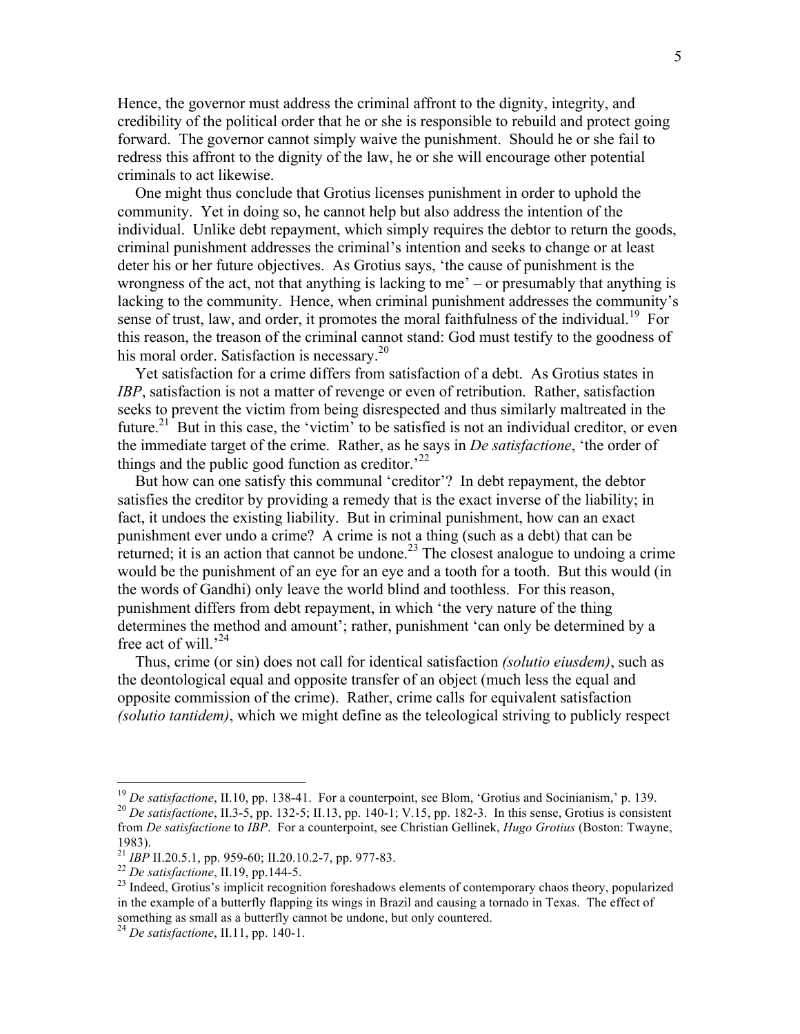Hence, the governor must address the criminal affront to the dignity, integrity, and credibility of the political order that he or she is responsible to rebuild and protect going forward. The governor cannot simply waive the punishment. Should he or she fail to redress this affront to the dignity of the law, he or she will encourage other potential criminals to act likewise.

One might thus conclude that Grotius licenses punishment in order to uphold the community. Yet in doing so, he cannot help but also address the intention of the individual. Unlike debt repayment, which simply requires the debtor to return the goods, criminal punishment addresses the criminal's intention and seeks to change or at least deter his or her future objectives. As Grotius says, 'the cause of punishment is the wrongness of the act, not that anything is lacking to me' – or presumably that anything is lacking to the community. Hence, when criminal punishment addresses the community's sense of trust, law, and order, it promotes the moral faithfulness of the individual.[19] For this reason, the treason of the criminal cannot stand: God must testify to the goodness of his moral order. Satisfaction is necessary.[20]

Yet satisfaction for a crime differs from satisfaction of a debt. As Grotius states in *IBP*, satisfaction is not a matter of revenge or even of retribution. Rather, satisfaction seeks to prevent the victim from being disrespected and thus similarly maltreated in the future.[21] But in this case, the 'victim' to be satisfied is not an individual creditor, or even the immediate target of the crime. Rather, as he says in *De satisfactione*, 'the order of things and the public good function as creditor.'[22]

But how can one satisfy this communal 'creditor'? In debt repayment, the debtor satisfies the creditor by providing a remedy that is the exact inverse of the liability; in fact, it undoes the existing liability. But in criminal punishment, how can an exact punishment ever undo a crime? A crime is not a thing (such as a debt) that can be returned; it is an action that cannot be undone.[23] The closest analogue to undoing a crime would be the punishment of an eye for an eye and a tooth for a tooth. But this would (in the words of Gandhi) only leave the world blind and toothless. For this reason, punishment differs from debt repayment, in which 'the very nature of the thing determines the method and amount'; rather, punishment 'can only be determined by a free act of will.'[24]

Thus, crime (or sin) does not call for identical satisfaction *(solutio eiusdem)*, such as the deontological equal and opposite transfer of an object (much less the equal and opposite commission of the crime). Rather, crime calls for equivalent satisfaction *(solutio tantidem)*, which we might define as the teleological striving to publicly respect

---

[19] *De satisfactione*, II.10, pp. 138-41. For a counterpoint, see Blom, 'Grotius and Socinianism,' p. 139.

[20] *De satisfactione*, II.3-5, pp. 132-5; II.13, pp. 140-1; V.15, pp. 182-3. In this sense, Grotius is consistent from *De satisfactione* to *IBP*. For a counterpoint, see Christian Gellinek, *Hugo Grotius* (Boston: Twayne, 1983).

[21] *IBP* II.20.5.1, pp. 959-60; II.20.10.2-7, pp. 977-83.

[22] *De satisfactione*, II.19, pp.144-5.

[23] Indeed, Grotius's implicit recognition foreshadows elements of contemporary chaos theory, popularized in the example of a butterfly flapping its wings in Brazil and causing a tornado in Texas. The effect of something as small as a butterfly cannot be undone, but only countered.

[24] *De satisfactione*, II.11, pp. 140-1.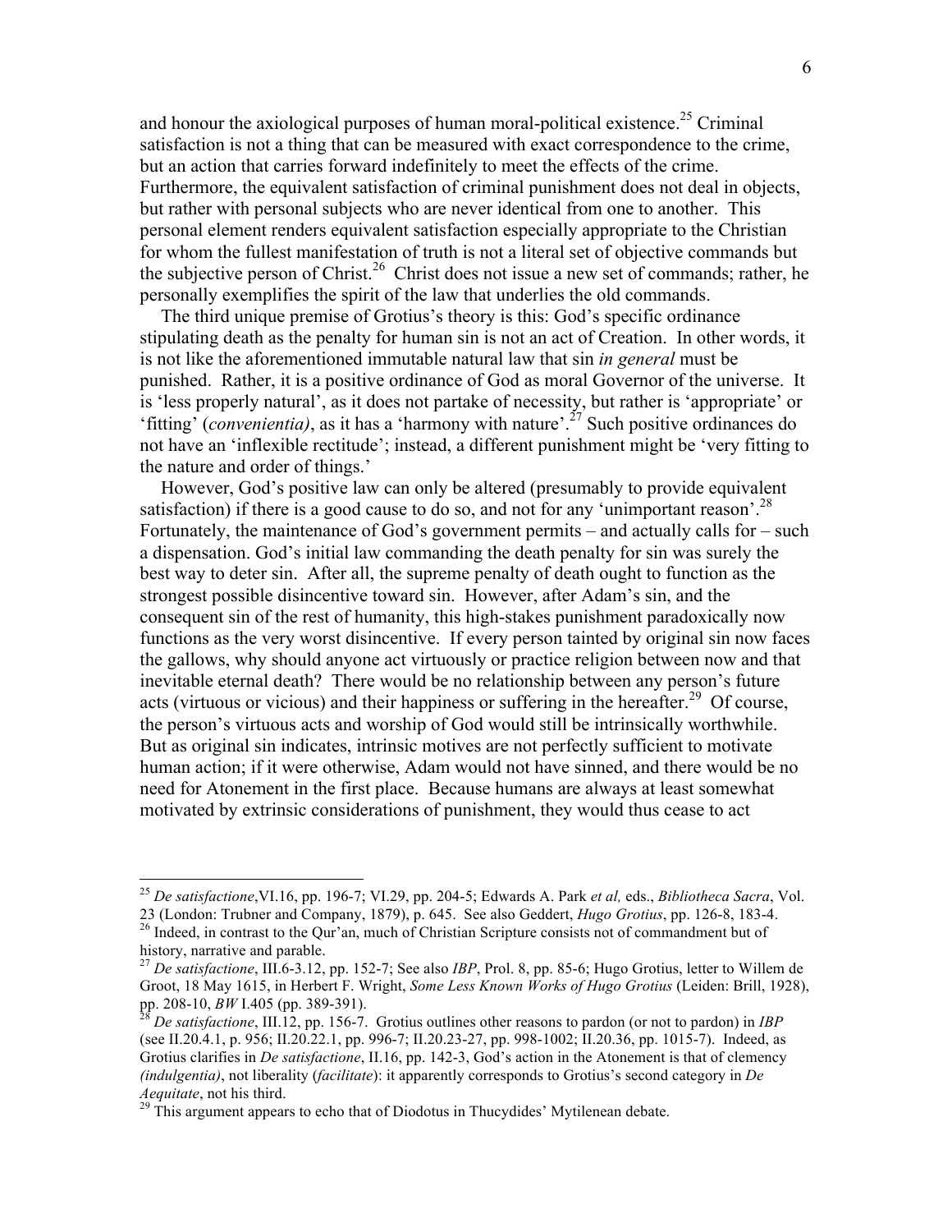and honour the axiological purposes of human moral-political existence.[25] Criminal satisfaction is not a thing that can be measured with exact correspondence to the crime, but an action that carries forward indefinitely to meet the effects of the crime. Furthermore, the equivalent satisfaction of criminal punishment does not deal in objects, but rather with personal subjects who are never identical from one to another. This personal element renders equivalent satisfaction especially appropriate to the Christian for whom the fullest manifestation of truth is not a literal set of objective commands but the subjective person of Christ.[26] Christ does not issue a new set of commands; rather, he personally exemplifies the spirit of the law that underlies the old commands.

The third unique premise of Grotius's theory is this: God's specific ordinance stipulating death as the penalty for human sin is not an act of Creation. In other words, it is not like the aforementioned immutable natural law that sin *in general* must be punished. Rather, it is a positive ordinance of God as moral Governor of the universe. It is 'less properly natural', as it does not partake of necessity, but rather is 'appropriate' or 'fitting' (*convenientia)*, as it has a 'harmony with nature'.[27] Such positive ordinances do not have an 'inflexible rectitude'; instead, a different punishment might be 'very fitting to the nature and order of things.'

However, God's positive law can only be altered (presumably to provide equivalent satisfaction) if there is a good cause to do so, and not for any 'unimportant reason'.[28] Fortunately, the maintenance of God's government permits – and actually calls for – such a dispensation. God's initial law commanding the death penalty for sin was surely the best way to deter sin. After all, the supreme penalty of death ought to function as the strongest possible disincentive toward sin. However, after Adam's sin, and the consequent sin of the rest of humanity, this high-stakes punishment paradoxically now functions as the very worst disincentive. If every person tainted by original sin now faces the gallows, why should anyone act virtuously or practice religion between now and that inevitable eternal death? There would be no relationship between any person's future acts (virtuous or vicious) and their happiness or suffering in the hereafter.[29] Of course, the person's virtuous acts and worship of God would still be intrinsically worthwhile. But as original sin indicates, intrinsic motives are not perfectly sufficient to motivate human action; if it were otherwise, Adam would not have sinned, and there would be no need for Atonement in the first place. Because humans are always at least somewhat motivated by extrinsic considerations of punishment, they would thus cease to act

---

[25] *De satisfactione*,VI.16, pp. 196-7; VI.29, pp. 204-5; Edwards A. Park *et al,* eds., *Bibliotheca Sacra*, Vol. 23 (London: Trubner and Company, 1879), p. 645. See also Geddert, *Hugo Grotius*, pp. 126-8, 183-4.

[26] Indeed, in contrast to the Qur'an, much of Christian Scripture consists not of commandment but of history, narrative and parable.

[27] *De satisfactione*, III.6-3.12, pp. 152-7; See also *IBP*, Prol. 8, pp. 85-6; Hugo Grotius, letter to Willem de Groot, 18 May 1615, in Herbert F. Wright, *Some Less Known Works of Hugo Grotius* (Leiden: Brill, 1928), pp. 208-10, *BW* I.405 (pp. 389-391).

[28] *De satisfactione*, III.12, pp. 156-7. Grotius outlines other reasons to pardon (or not to pardon) in *IBP* (see II.20.4.1, p. 956; II.20.22.1, pp. 996-7; II.20.23-27, pp. 998-1002; II.20.36, pp. 1015-7). Indeed, as Grotius clarifies in *De satisfactione*, II.16, pp. 142-3, God's action in the Atonement is that of clemency *(indulgentia)*, not liberality (*facilitate*): it apparently corresponds to Grotius's second category in *De Aequitate*, not his third.

[29] This argument appears to echo that of Diodotus in Thucydides' Mytilenean debate.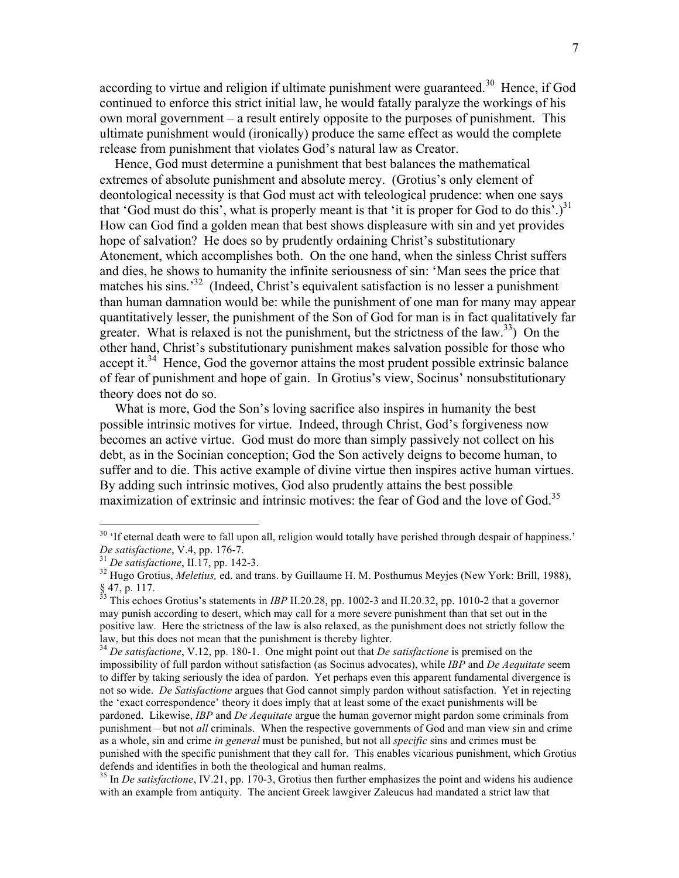according to virtue and religion if ultimate punishment were guaranteed.[30] Hence, if God continued to enforce this strict initial law, he would fatally paralyze the workings of his own moral government – a result entirely opposite to the purposes of punishment. This ultimate punishment would (ironically) produce the same effect as would the complete release from punishment that violates God's natural law as Creator.

Hence, God must determine a punishment that best balances the mathematical extremes of absolute punishment and absolute mercy. (Grotius's only element of deontological necessity is that God must act with teleological prudence: when one says that 'God must do this', what is properly meant is that 'it is proper for God to do this'.)[31] How can God find a golden mean that best shows displeasure with sin and yet provides hope of salvation? He does so by prudently ordaining Christ's substitutionary Atonement, which accomplishes both. On the one hand, when the sinless Christ suffers and dies, he shows to humanity the infinite seriousness of sin: 'Man sees the price that matches his sins.'[32] (Indeed, Christ's equivalent satisfaction is no lesser a punishment than human damnation would be: while the punishment of one man for many may appear quantitatively lesser, the punishment of the Son of God for man is in fact qualitatively far greater. What is relaxed is not the punishment, but the strictness of the law.[33]) On the other hand, Christ's substitutionary punishment makes salvation possible for those who accept it.[34] Hence, God the governor attains the most prudent possible extrinsic balance of fear of punishment and hope of gain. In Grotius's view, Socinus' nonsubstitutionary theory does not do so.

What is more, God the Son's loving sacrifice also inspires in humanity the best possible intrinsic motives for virtue. Indeed, through Christ, God's forgiveness now becomes an active virtue. God must do more than simply passively not collect on his debt, as in the Socinian conception; God the Son actively deigns to become human, to suffer and to die. This active example of divine virtue then inspires active human virtues. By adding such intrinsic motives, God also prudently attains the best possible maximization of extrinsic and intrinsic motives: the fear of God and the love of God.[35]

---

[30] 'If eternal death were to fall upon all, religion would totally have perished through despair of happiness.' *De satisfactione*, V.4, pp. 176-7.

[31] *De satisfactione*, II.17, pp. 142-3.

[32] Hugo Grotius, *Meletius,* ed. and trans. by Guillaume H. M. Posthumus Meyjes (New York: Brill, 1988), § 47, p. 117.

[33] This echoes Grotius's statements in *IBP* II.20.28, pp. 1002-3 and II.20.32, pp. 1010-2 that a governor may punish according to desert, which may call for a more severe punishment than that set out in the positive law. Here the strictness of the law is also relaxed, as the punishment does not strictly follow the law, but this does not mean that the punishment is thereby lighter.

[34] *De satisfactione*, V.12, pp. 180-1. One might point out that *De satisfactione* is premised on the impossibility of full pardon without satisfaction (as Socinus advocates), while *IBP* and *De Aequitate* seem to differ by taking seriously the idea of pardon. Yet perhaps even this apparent fundamental divergence is not so wide. *De Satisfactione* argues that God cannot simply pardon without satisfaction. Yet in rejecting the 'exact correspondence' theory it does imply that at least some of the exact punishments will be pardoned. Likewise, *IBP* and *De Aequitate* argue the human governor might pardon some criminals from punishment – but not *all* criminals. When the respective governments of God and man view sin and crime as a whole, sin and crime *in general* must be punished, but not all *specific* sins and crimes must be punished with the specific punishment that they call for. This enables vicarious punishment, which Grotius defends and identifies in both the theological and human realms.

[35] In *De satisfactione*, IV.21, pp. 170-3, Grotius then further emphasizes the point and widens his audience with an example from antiquity. The ancient Greek lawgiver Zaleucus had mandated a strict law that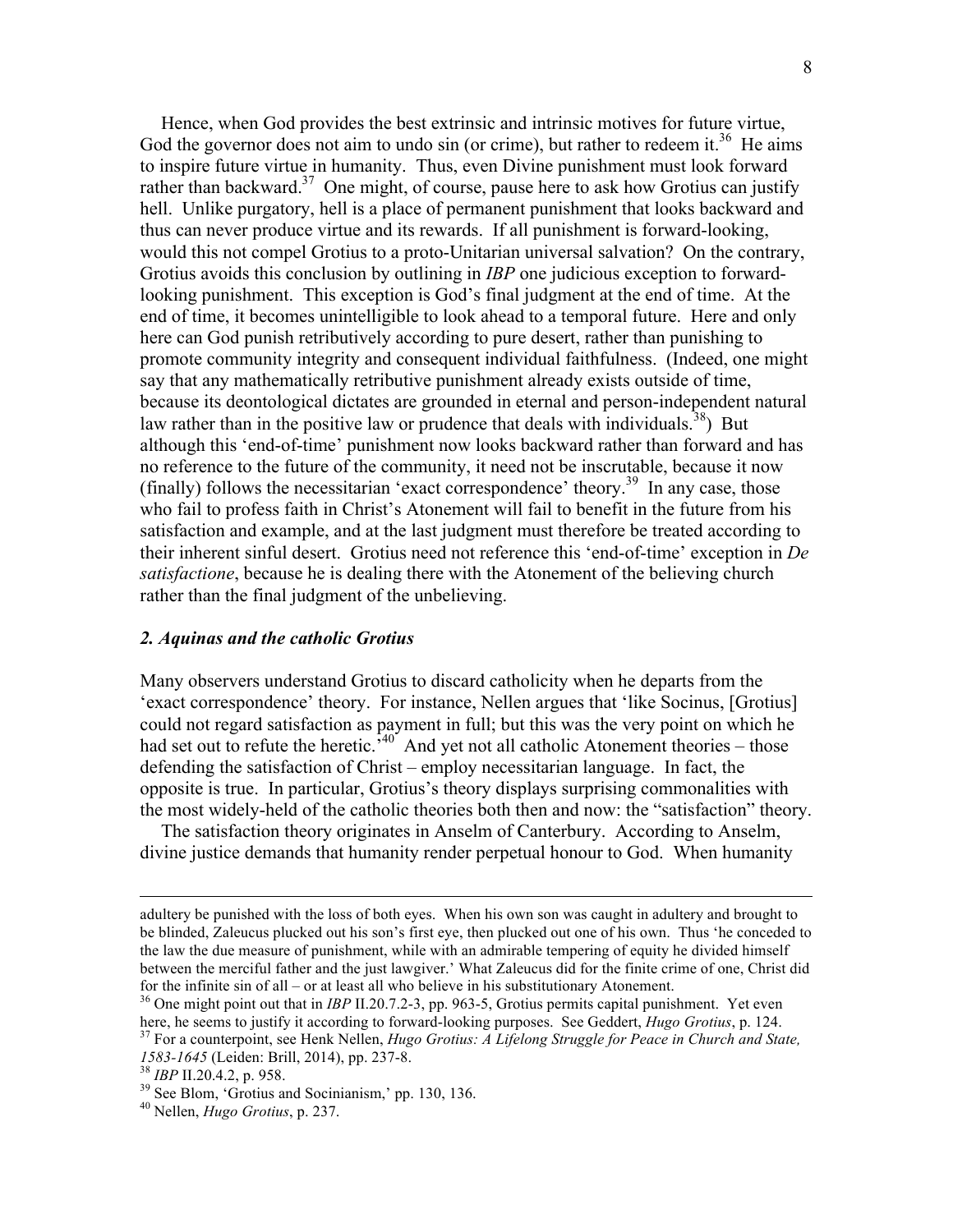Hence, when God provides the best extrinsic and intrinsic motives for future virtue, God the governor does not aim to undo sin (or crime), but rather to redeem it.[36] He aims to inspire future virtue in humanity. Thus, even Divine punishment must look forward rather than backward.[37] One might, of course, pause here to ask how Grotius can justify hell. Unlike purgatory, hell is a place of permanent punishment that looks backward and thus can never produce virtue and its rewards. If all punishment is forward-looking, would this not compel Grotius to a proto-Unitarian universal salvation? On the contrary, Grotius avoids this conclusion by outlining in *IBP* one judicious exception to forward-looking punishment. This exception is God's final judgment at the end of time. At the end of time, it becomes unintelligible to look ahead to a temporal future. Here and only here can God punish retributively according to pure desert, rather than punishing to promote community integrity and consequent individual faithfulness. (Indeed, one might say that any mathematically retributive punishment already exists outside of time, because its deontological dictates are grounded in eternal and person-independent natural law rather than in the positive law or prudence that deals with individuals.[38]) But although this 'end-of-time' punishment now looks backward rather than forward and has no reference to the future of the community, it need not be inscrutable, because it now (finally) follows the necessitarian 'exact correspondence' theory.[39] In any case, those who fail to profess faith in Christ's Atonement will fail to benefit in the future from his satisfaction and example, and at the last judgment must therefore be treated according to their inherent sinful desert. Grotius need not reference this 'end-of-time' exception in *De satisfactione*, because he is dealing there with the Atonement of the believing church rather than the final judgment of the unbelieving.

### *2. Aquinas and the catholic Grotius*

Many observers understand Grotius to discard catholicity when he departs from the 'exact correspondence' theory. For instance, Nellen argues that 'like Socinus, [Grotius] could not regard satisfaction as payment in full; but this was the very point on which he had set out to refute the heretic.'[40] And yet not all catholic Atonement theories – those defending the satisfaction of Christ – employ necessitarian language. In fact, the opposite is true. In particular, Grotius's theory displays surprising commonalities with the most widely-held of the catholic theories both then and now: the "satisfaction" theory.

The satisfaction theory originates in Anselm of Canterbury. According to Anselm, divine justice demands that humanity render perpetual honour to God. When humanity

---

adultery be punished with the loss of both eyes. When his own son was caught in adultery and brought to be blinded, Zaleucus plucked out his son's first eye, then plucked out one of his own. Thus 'he conceded to the law the due measure of punishment, while with an admirable tempering of equity he divided himself between the merciful father and the just lawgiver.' What Zaleucus did for the finite crime of one, Christ did for the infinite sin of all – or at least all who believe in his substitutionary Atonement.

[36] One might point out that in *IBP* II.20.7.2-3, pp. 963-5, Grotius permits capital punishment. Yet even here, he seems to justify it according to forward-looking purposes. See Geddert, *Hugo Grotius*, p. 124.

[37] For a counterpoint, see Henk Nellen, *Hugo Grotius: A Lifelong Struggle for Peace in Church and State, 1583-1645* (Leiden: Brill, 2014), pp. 237-8.

[38] *IBP* II.20.4.2, p. 958.

[39] See Blom, 'Grotius and Socinianism,' pp. 130, 136.

[40] Nellen, *Hugo Grotius*, p. 237.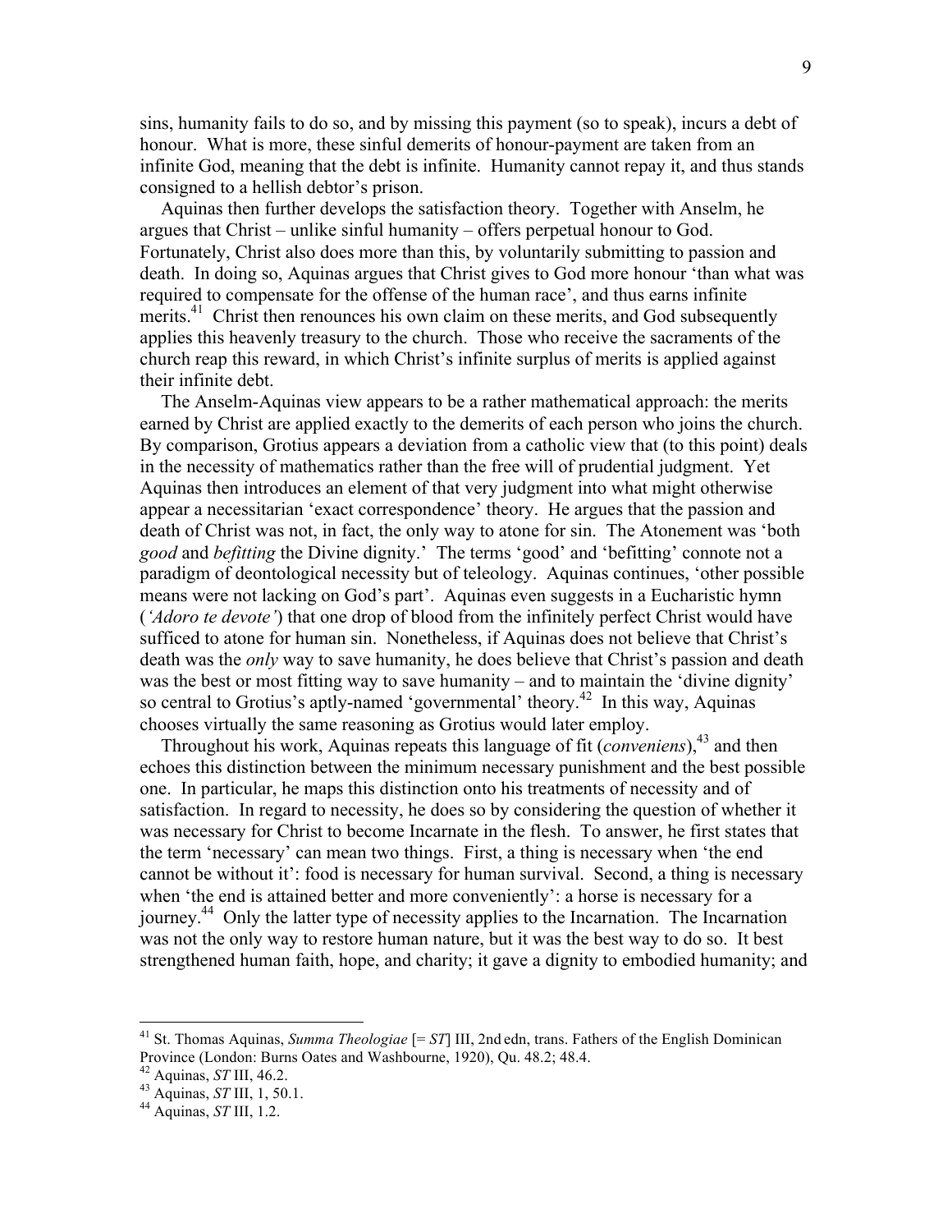sins, humanity fails to do so, and by missing this payment (so to speak), incurs a debt of honour. What is more, these sinful demerits of honour-payment are taken from an infinite God, meaning that the debt is infinite. Humanity cannot repay it, and thus stands consigned to a hellish debtor's prison.

Aquinas then further develops the satisfaction theory. Together with Anselm, he argues that Christ – unlike sinful humanity – offers perpetual honour to God. Fortunately, Christ also does more than this, by voluntarily submitting to passion and death. In doing so, Aquinas argues that Christ gives to God more honour 'than what was required to compensate for the offense of the human race', and thus earns infinite merits.[41] Christ then renounces his own claim on these merits, and God subsequently applies this heavenly treasury to the church. Those who receive the sacraments of the church reap this reward, in which Christ's infinite surplus of merits is applied against their infinite debt.

The Anselm-Aquinas view appears to be a rather mathematical approach: the merits earned by Christ are applied exactly to the demerits of each person who joins the church. By comparison, Grotius appears a deviation from a catholic view that (to this point) deals in the necessity of mathematics rather than the free will of prudential judgment. Yet Aquinas then introduces an element of that very judgment into what might otherwise appear a necessitarian 'exact correspondence' theory. He argues that the passion and death of Christ was not, in fact, the only way to atone for sin. The Atonement was 'both *good* and *befitting* the Divine dignity.' The terms 'good' and 'befitting' connote not a paradigm of deontological necessity but of teleology. Aquinas continues, 'other possible means were not lacking on God's part'. Aquinas even suggests in a Eucharistic hymn (*'Adoro te devote'*) that one drop of blood from the infinitely perfect Christ would have sufficed to atone for human sin. Nonetheless, if Aquinas does not believe that Christ's death was the *only* way to save humanity, he does believe that Christ's passion and death was the best or most fitting way to save humanity – and to maintain the 'divine dignity' so central to Grotius's aptly-named 'governmental' theory.[42] In this way, Aquinas chooses virtually the same reasoning as Grotius would later employ.

Throughout his work, Aquinas repeats this language of fit (*conveniens*),[43] and then echoes this distinction between the minimum necessary punishment and the best possible one. In particular, he maps this distinction onto his treatments of necessity and of satisfaction. In regard to necessity, he does so by considering the question of whether it was necessary for Christ to become Incarnate in the flesh. To answer, he first states that the term 'necessary' can mean two things. First, a thing is necessary when 'the end cannot be without it': food is necessary for human survival. Second, a thing is necessary when 'the end is attained better and more conveniently': a horse is necessary for a journey.[44] Only the latter type of necessity applies to the Incarnation. The Incarnation was not the only way to restore human nature, but it was the best way to do so. It best strengthened human faith, hope, and charity; it gave a dignity to embodied humanity; and

---

[41] St. Thomas Aquinas, *Summa Theologiae* [= *ST*] III, 2nd edn, trans. Fathers of the English Dominican Province (London: Burns Oates and Washbourne, 1920), Qu. 48.2; 48.4.

[42] Aquinas, *ST* III, 46.2.

[43] Aquinas, *ST* III, 1, 50.1.

[44] Aquinas, *ST* III, 1.2.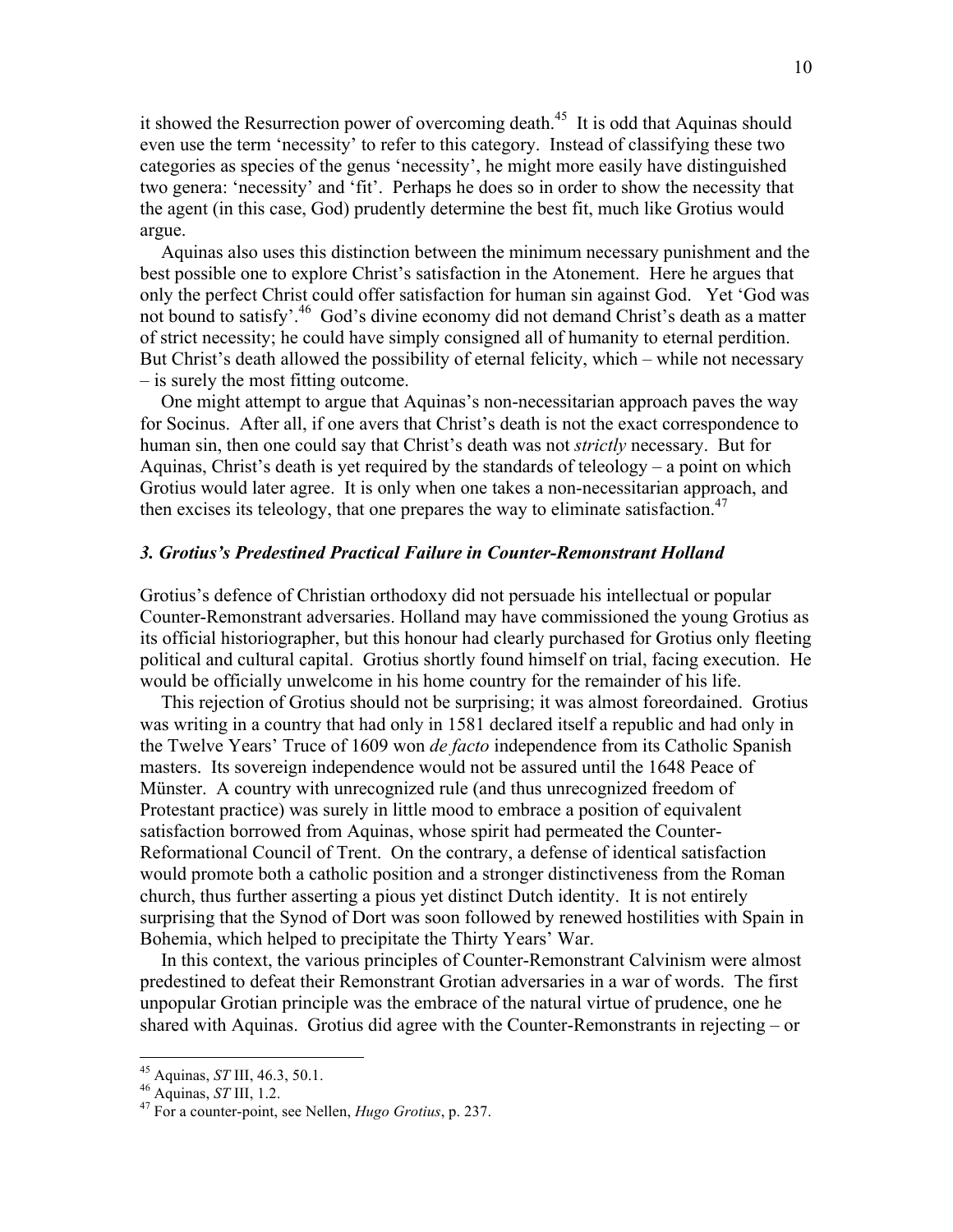it showed the Resurrection power of overcoming death.[45] It is odd that Aquinas should even use the term 'necessity' to refer to this category. Instead of classifying these two categories as species of the genus 'necessity', he might more easily have distinguished two genera: 'necessity' and 'fit'. Perhaps he does so in order to show the necessity that the agent (in this case, God) prudently determine the best fit, much like Grotius would argue.

Aquinas also uses this distinction between the minimum necessary punishment and the best possible one to explore Christ's satisfaction in the Atonement. Here he argues that only the perfect Christ could offer satisfaction for human sin against God. Yet 'God was not bound to satisfy'.[46] God's divine economy did not demand Christ's death as a matter of strict necessity; he could have simply consigned all of humanity to eternal perdition. But Christ's death allowed the possibility of eternal felicity, which – while not necessary – is surely the most fitting outcome.

One might attempt to argue that Aquinas's non-necessitarian approach paves the way for Socinus. After all, if one avers that Christ's death is not the exact correspondence to human sin, then one could say that Christ's death was not *strictly* necessary. But for Aquinas, Christ's death is yet required by the standards of teleology – a point on which Grotius would later agree. It is only when one takes a non-necessitarian approach, and then excises its teleology, that one prepares the way to eliminate satisfaction.[47]

### *3. Grotius's Predestined Practical Failure in Counter-Remonstrant Holland*

Grotius's defence of Christian orthodoxy did not persuade his intellectual or popular Counter-Remonstrant adversaries. Holland may have commissioned the young Grotius as its official historiographer, but this honour had clearly purchased for Grotius only fleeting political and cultural capital. Grotius shortly found himself on trial, facing execution. He would be officially unwelcome in his home country for the remainder of his life.

This rejection of Grotius should not be surprising; it was almost foreordained. Grotius was writing in a country that had only in 1581 declared itself a republic and had only in the Twelve Years' Truce of 1609 won *de facto* independence from its Catholic Spanish masters. Its sovereign independence would not be assured until the 1648 Peace of Münster. A country with unrecognized rule (and thus unrecognized freedom of Protestant practice) was surely in little mood to embrace a position of equivalent satisfaction borrowed from Aquinas, whose spirit had permeated the Counter-Reformational Council of Trent. On the contrary, a defense of identical satisfaction would promote both a catholic position and a stronger distinctiveness from the Roman church, thus further asserting a pious yet distinct Dutch identity. It is not entirely surprising that the Synod of Dort was soon followed by renewed hostilities with Spain in Bohemia, which helped to precipitate the Thirty Years' War.

In this context, the various principles of Counter-Remonstrant Calvinism were almost predestined to defeat their Remonstrant Grotian adversaries in a war of words. The first unpopular Grotian principle was the embrace of the natural virtue of prudence, one he shared with Aquinas. Grotius did agree with the Counter-Remonstrants in rejecting – or

---

[45] Aquinas, *ST* III, 46.3, 50.1.

[46] Aquinas, *ST* III, 1.2.

[47] For a counter-point, see Nellen, *Hugo Grotius*, p. 237.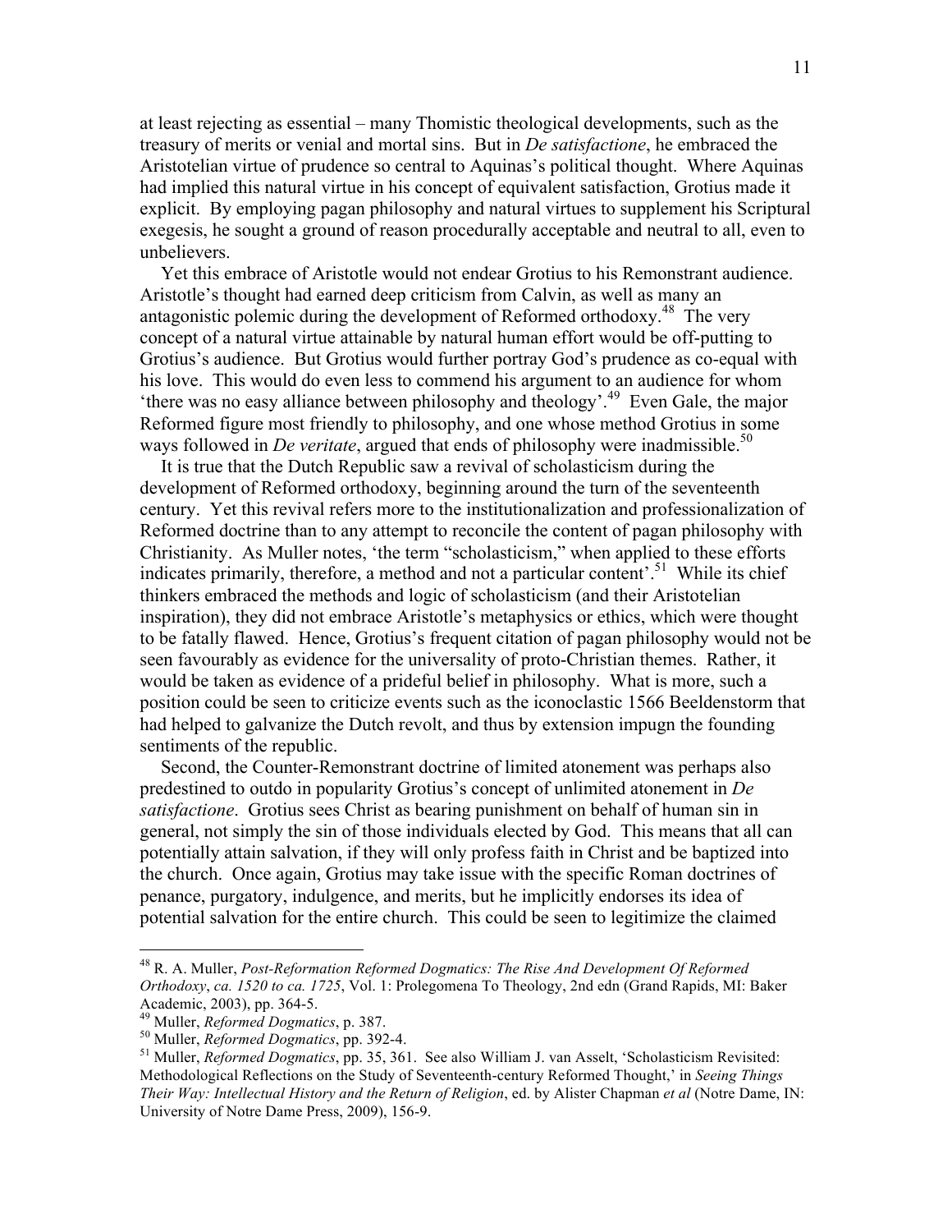at least rejecting as essential – many Thomistic theological developments, such as the treasury of merits or venial and mortal sins. But in *De satisfactione*, he embraced the Aristotelian virtue of prudence so central to Aquinas's political thought. Where Aquinas had implied this natural virtue in his concept of equivalent satisfaction, Grotius made it explicit. By employing pagan philosophy and natural virtues to supplement his Scriptural exegesis, he sought a ground of reason procedurally acceptable and neutral to all, even to unbelievers.

Yet this embrace of Aristotle would not endear Grotius to his Remonstrant audience. Aristotle's thought had earned deep criticism from Calvin, as well as many an antagonistic polemic during the development of Reformed orthodoxy.[48] The very concept of a natural virtue attainable by natural human effort would be off-putting to Grotius's audience. But Grotius would further portray God's prudence as co-equal with his love. This would do even less to commend his argument to an audience for whom 'there was no easy alliance between philosophy and theology'.[49] Even Gale, the major Reformed figure most friendly to philosophy, and one whose method Grotius in some ways followed in *De veritate*, argued that ends of philosophy were inadmissible.[50]

It is true that the Dutch Republic saw a revival of scholasticism during the development of Reformed orthodoxy, beginning around the turn of the seventeenth century. Yet this revival refers more to the institutionalization and professionalization of Reformed doctrine than to any attempt to reconcile the content of pagan philosophy with Christianity. As Muller notes, 'the term "scholasticism," when applied to these efforts indicates primarily, therefore, a method and not a particular content'.[51] While its chief thinkers embraced the methods and logic of scholasticism (and their Aristotelian inspiration), they did not embrace Aristotle's metaphysics or ethics, which were thought to be fatally flawed. Hence, Grotius's frequent citation of pagan philosophy would not be seen favourably as evidence for the universality of proto-Christian themes. Rather, it would be taken as evidence of a prideful belief in philosophy. What is more, such a position could be seen to criticize events such as the iconoclastic 1566 Beeldenstorm that had helped to galvanize the Dutch revolt, and thus by extension impugn the founding sentiments of the republic.

Second, the Counter-Remonstrant doctrine of limited atonement was perhaps also predestined to outdo in popularity Grotius's concept of unlimited atonement in *De satisfactione*. Grotius sees Christ as bearing punishment on behalf of human sin in general, not simply the sin of those individuals elected by God. This means that all can potentially attain salvation, if they will only profess faith in Christ and be baptized into the church. Once again, Grotius may take issue with the specific Roman doctrines of penance, purgatory, indulgence, and merits, but he implicitly endorses its idea of potential salvation for the entire church. This could be seen to legitimize the claimed

---

[48] R. A. Muller, *Post-Reformation Reformed Dogmatics: The Rise And Development Of Reformed Orthodoxy, ca. 1520 to ca. 1725*, Vol. 1: Prolegomena To Theology, 2nd edn (Grand Rapids, MI: Baker Academic, 2003), pp. 364-5.

[49] Muller, *Reformed Dogmatics*, p. 387.

[50] Muller, *Reformed Dogmatics*, pp. 392-4.

[51] Muller, *Reformed Dogmatics*, pp. 35, 361. See also William J. van Asselt, 'Scholasticism Revisited: Methodological Reflections on the Study of Seventeenth-century Reformed Thought,' in *Seeing Things Their Way: Intellectual History and the Return of Religion*, ed. by Alister Chapman *et al* (Notre Dame, IN: University of Notre Dame Press, 2009), 156-9.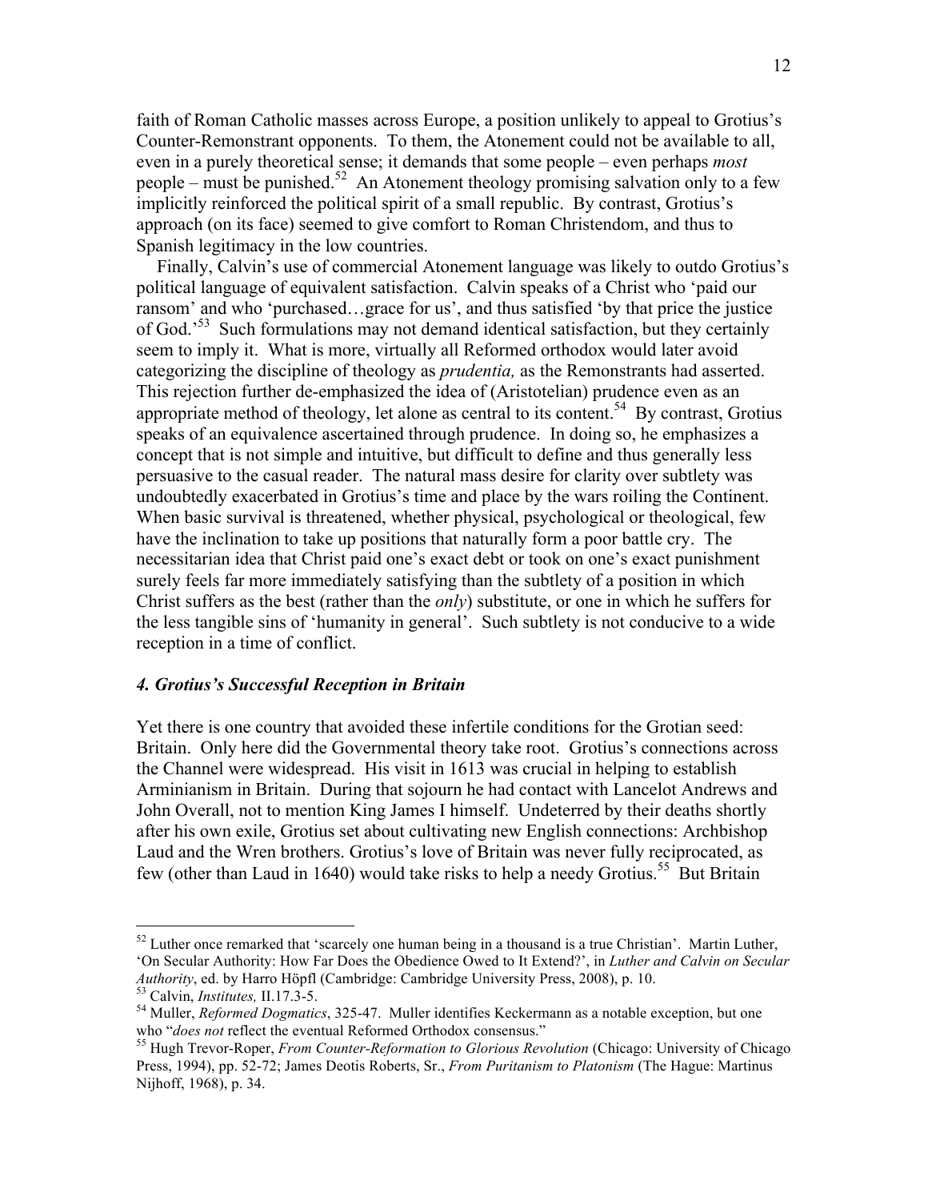faith of Roman Catholic masses across Europe, a position unlikely to appeal to Grotius's Counter-Remonstrant opponents. To them, the Atonement could not be available to all, even in a purely theoretical sense; it demands that some people – even perhaps *most* people – must be punished.[52] An Atonement theology promising salvation only to a few implicitly reinforced the political spirit of a small republic. By contrast, Grotius's approach (on its face) seemed to give comfort to Roman Christendom, and thus to Spanish legitimacy in the low countries.

Finally, Calvin's use of commercial Atonement language was likely to outdo Grotius's political language of equivalent satisfaction. Calvin speaks of a Christ who 'paid our ransom' and who 'purchased…grace for us', and thus satisfied 'by that price the justice of God.'[53] Such formulations may not demand identical satisfaction, but they certainly seem to imply it. What is more, virtually all Reformed orthodox would later avoid categorizing the discipline of theology as *prudentia,* as the Remonstrants had asserted. This rejection further de-emphasized the idea of (Aristotelian) prudence even as an appropriate method of theology, let alone as central to its content.[54] By contrast, Grotius speaks of an equivalence ascertained through prudence. In doing so, he emphasizes a concept that is not simple and intuitive, but difficult to define and thus generally less persuasive to the casual reader. The natural mass desire for clarity over subtlety was undoubtedly exacerbated in Grotius's time and place by the wars roiling the Continent. When basic survival is threatened, whether physical, psychological or theological, few have the inclination to take up positions that naturally form a poor battle cry. The necessitarian idea that Christ paid one's exact debt or took on one's exact punishment surely feels far more immediately satisfying than the subtlety of a position in which Christ suffers as the best (rather than the *only*) substitute, or one in which he suffers for the less tangible sins of 'humanity in general'. Such subtlety is not conducive to a wide reception in a time of conflict.

### *4. Grotius's Successful Reception in Britain*

Yet there is one country that avoided these infertile conditions for the Grotian seed: Britain. Only here did the Governmental theory take root. Grotius's connections across the Channel were widespread. His visit in 1613 was crucial in helping to establish Arminianism in Britain. During that sojourn he had contact with Lancelot Andrews and John Overall, not to mention King James I himself. Undeterred by their deaths shortly after his own exile, Grotius set about cultivating new English connections: Archbishop Laud and the Wren brothers. Grotius's love of Britain was never fully reciprocated, as few (other than Laud in 1640) would take risks to help a needy Grotius.[55] But Britain

---

[52] Luther once remarked that 'scarcely one human being in a thousand is a true Christian'. Martin Luther, 'On Secular Authority: How Far Does the Obedience Owed to It Extend?', in *Luther and Calvin on Secular Authority*, ed. by Harro Höpfl (Cambridge: Cambridge University Press, 2008), p. 10.

[53] Calvin, *Institutes,* II.17.3-5.

[54] Muller, *Reformed Dogmatics*, 325-47. Muller identifies Keckermann as a notable exception, but one who "*does not* reflect the eventual Reformed Orthodox consensus."

[55] Hugh Trevor-Roper, *From Counter-Reformation to Glorious Revolution* (Chicago: University of Chicago Press, 1994), pp. 52-72; James Deotis Roberts, Sr., *From Puritanism to Platonism* (The Hague: Martinus Nijhoff, 1968), p. 34.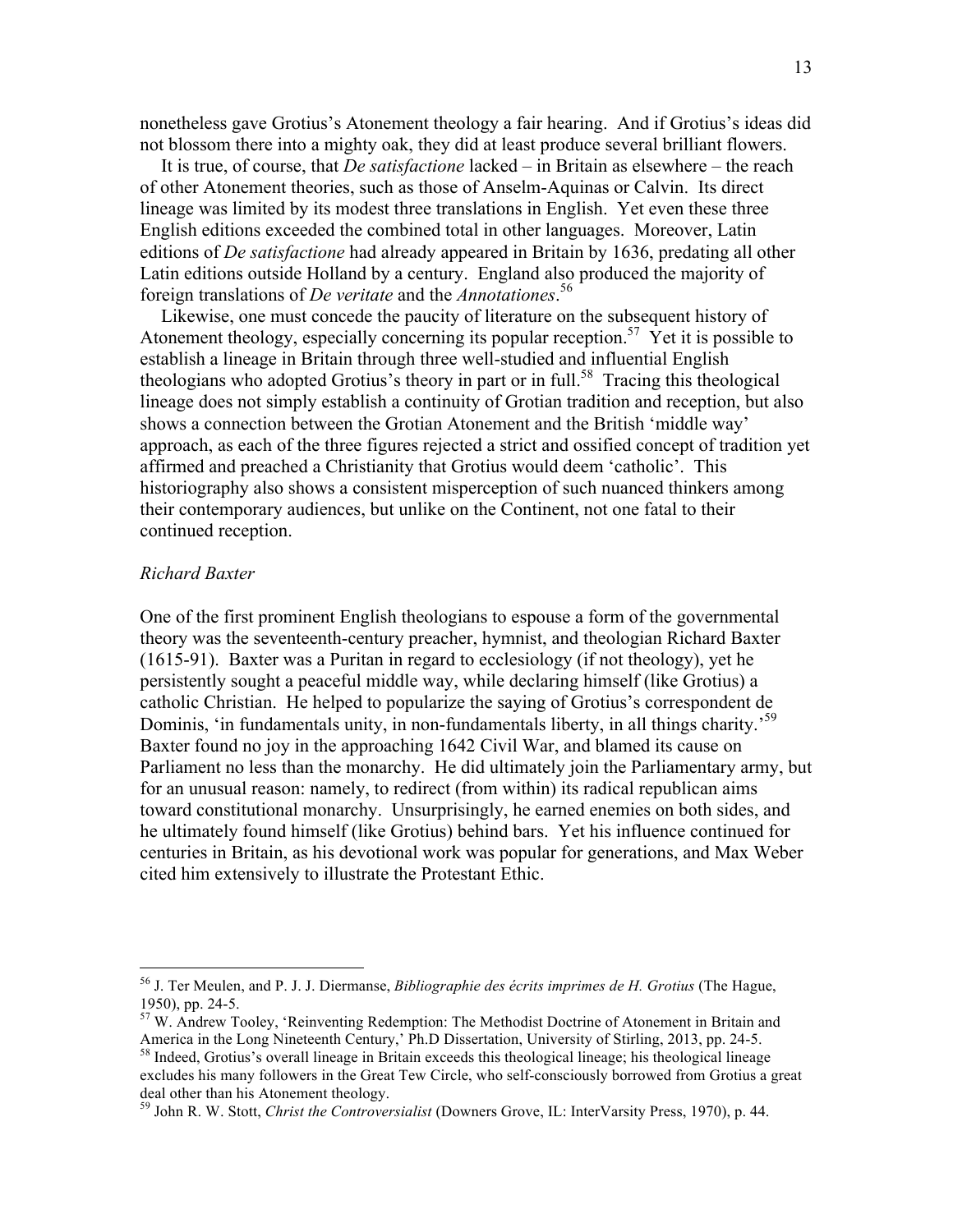nonetheless gave Grotius's Atonement theology a fair hearing. And if Grotius's ideas did not blossom there into a mighty oak, they did at least produce several brilliant flowers.

It is true, of course, that *De satisfactione* lacked – in Britain as elsewhere – the reach of other Atonement theories, such as those of Anselm-Aquinas or Calvin. Its direct lineage was limited by its modest three translations in English. Yet even these three English editions exceeded the combined total in other languages. Moreover, Latin editions of *De satisfactione* had already appeared in Britain by 1636, predating all other Latin editions outside Holland by a century. England also produced the majority of foreign translations of *De veritate* and the *Annotationes*.[56]

Likewise, one must concede the paucity of literature on the subsequent history of Atonement theology, especially concerning its popular reception.[57] Yet it is possible to establish a lineage in Britain through three well-studied and influential English theologians who adopted Grotius's theory in part or in full.[58] Tracing this theological lineage does not simply establish a continuity of Grotian tradition and reception, but also shows a connection between the Grotian Atonement and the British 'middle way' approach, as each of the three figures rejected a strict and ossified concept of tradition yet affirmed and preached a Christianity that Grotius would deem 'catholic'. This historiography also shows a consistent misperception of such nuanced thinkers among their contemporary audiences, but unlike on the Continent, not one fatal to their continued reception.

*Richard Baxter*

One of the first prominent English theologians to espouse a form of the governmental theory was the seventeenth-century preacher, hymnist, and theologian Richard Baxter (1615-91). Baxter was a Puritan in regard to ecclesiology (if not theology), yet he persistently sought a peaceful middle way, while declaring himself (like Grotius) a catholic Christian. He helped to popularize the saying of Grotius's correspondent de Dominis, 'in fundamentals unity, in non-fundamentals liberty, in all things charity.'[59] Baxter found no joy in the approaching 1642 Civil War, and blamed its cause on Parliament no less than the monarchy. He did ultimately join the Parliamentary army, but for an unusual reason: namely, to redirect (from within) its radical republican aims toward constitutional monarchy. Unsurprisingly, he earned enemies on both sides, and he ultimately found himself (like Grotius) behind bars. Yet his influence continued for centuries in Britain, as his devotional work was popular for generations, and Max Weber cited him extensively to illustrate the Protestant Ethic.

---

[56] J. Ter Meulen, and P. J. J. Diermanse, *Bibliographie des écrits imprimes de H. Grotius* (The Hague, 1950), pp. 24-5.

[57] W. Andrew Tooley, 'Reinventing Redemption: The Methodist Doctrine of Atonement in Britain and America in the Long Nineteenth Century,' Ph.D Dissertation, University of Stirling, 2013, pp. 24-5.

[58] Indeed, Grotius's overall lineage in Britain exceeds this theological lineage; his theological lineage excludes his many followers in the Great Tew Circle, who self-consciously borrowed from Grotius a great deal other than his Atonement theology.

[59] John R. W. Stott, *Christ the Controversialist* (Downers Grove, IL: InterVarsity Press, 1970), p. 44.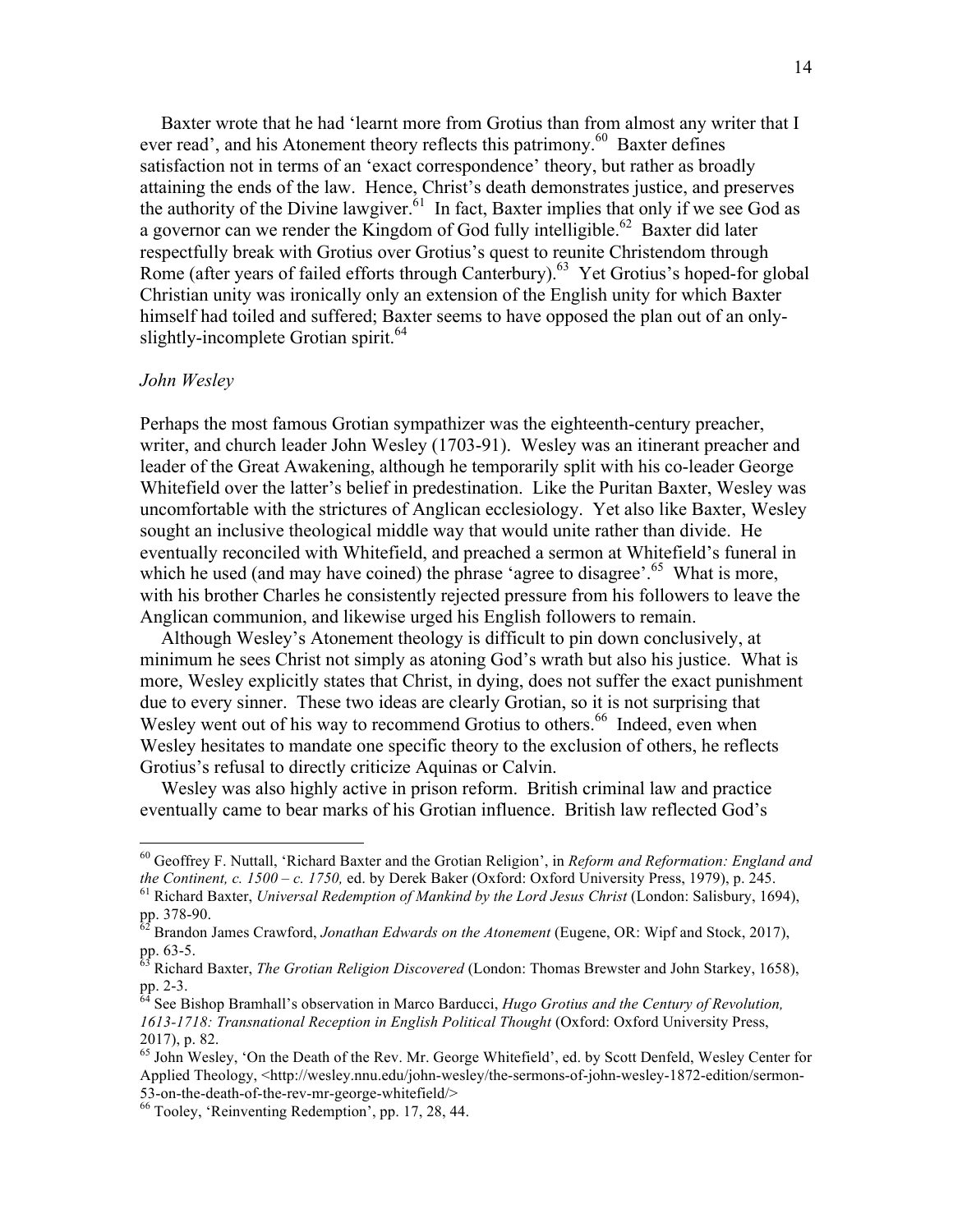Baxter wrote that he had 'learnt more from Grotius than from almost any writer that I ever read', and his Atonement theory reflects this patrimony.[60] Baxter defines satisfaction not in terms of an 'exact correspondence' theory, but rather as broadly attaining the ends of the law. Hence, Christ's death demonstrates justice, and preserves the authority of the Divine lawgiver.[61] In fact, Baxter implies that only if we see God as a governor can we render the Kingdom of God fully intelligible.[62] Baxter did later respectfully break with Grotius over Grotius's quest to reunite Christendom through Rome (after years of failed efforts through Canterbury).[63] Yet Grotius's hoped-for global Christian unity was ironically only an extension of the English unity for which Baxter himself had toiled and suffered; Baxter seems to have opposed the plan out of an only-slightly-incomplete Grotian spirit.[64]

*John Wesley*

Perhaps the most famous Grotian sympathizer was the eighteenth-century preacher, writer, and church leader John Wesley (1703-91). Wesley was an itinerant preacher and leader of the Great Awakening, although he temporarily split with his co-leader George Whitefield over the latter's belief in predestination. Like the Puritan Baxter, Wesley was uncomfortable with the strictures of Anglican ecclesiology. Yet also like Baxter, Wesley sought an inclusive theological middle way that would unite rather than divide. He eventually reconciled with Whitefield, and preached a sermon at Whitefield's funeral in which he used (and may have coined) the phrase 'agree to disagree'.[65] What is more, with his brother Charles he consistently rejected pressure from his followers to leave the Anglican communion, and likewise urged his English followers to remain.

Although Wesley's Atonement theology is difficult to pin down conclusively, at minimum he sees Christ not simply as atoning God's wrath but also his justice. What is more, Wesley explicitly states that Christ, in dying, does not suffer the exact punishment due to every sinner. These two ideas are clearly Grotian, so it is not surprising that Wesley went out of his way to recommend Grotius to others.[66] Indeed, even when Wesley hesitates to mandate one specific theory to the exclusion of others, he reflects Grotius's refusal to directly criticize Aquinas or Calvin.

Wesley was also highly active in prison reform. British criminal law and practice eventually came to bear marks of his Grotian influence. British law reflected God's

---

[60] Geoffrey F. Nuttall, 'Richard Baxter and the Grotian Religion', in *Reform and Reformation: England and the Continent, c. 1500 – c. 1750,* ed. by Derek Baker (Oxford: Oxford University Press, 1979), p. 245.

[61] Richard Baxter, *Universal Redemption of Mankind by the Lord Jesus Christ* (London: Salisbury, 1694), pp. 378-90.

[62] Brandon James Crawford, *Jonathan Edwards on the Atonement* (Eugene, OR: Wipf and Stock, 2017), pp. 63-5.

[63] Richard Baxter, *The Grotian Religion Discovered* (London: Thomas Brewster and John Starkey, 1658), pp. 2-3.

[64] See Bishop Bramhall's observation in Marco Barducci, *Hugo Grotius and the Century of Revolution, 1613-1718: Transnational Reception in English Political Thought* (Oxford: Oxford University Press, 2017), p. 82.

[65] John Wesley, 'On the Death of the Rev. Mr. George Whitefield', ed. by Scott Denfeld, Wesley Center for Applied Theology, <http://wesley.nnu.edu/john-wesley/the-sermons-of-john-wesley-1872-edition/sermon-53-on-the-death-of-the-rev-mr-george-whitefield/>

[66] Tooley, 'Reinventing Redemption', pp. 17, 28, 44.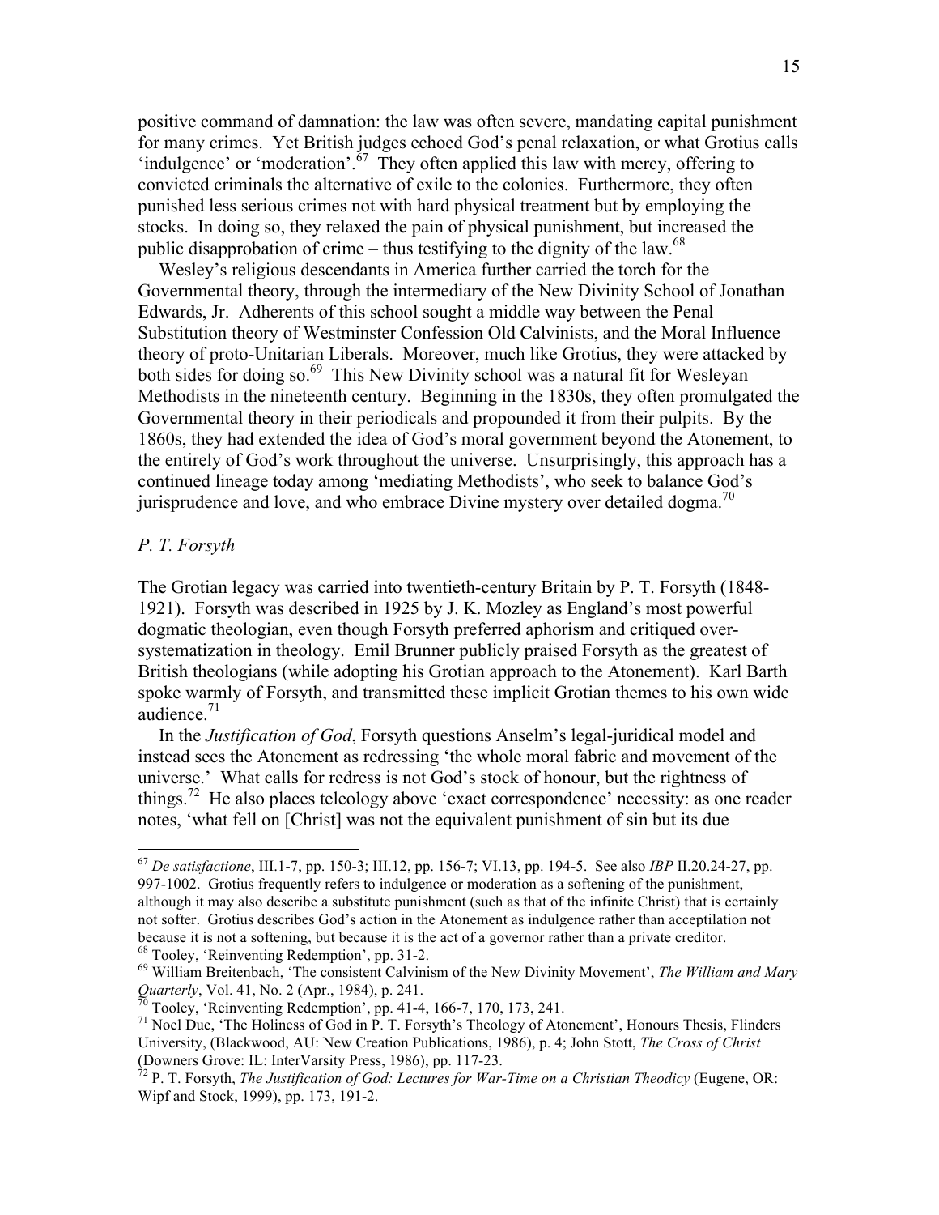positive command of damnation: the law was often severe, mandating capital punishment for many crimes. Yet British judges echoed God's penal relaxation, or what Grotius calls 'indulgence' or 'moderation'.[67] They often applied this law with mercy, offering to convicted criminals the alternative of exile to the colonies. Furthermore, they often punished less serious crimes not with hard physical treatment but by employing the stocks. In doing so, they relaxed the pain of physical punishment, but increased the public disapprobation of crime – thus testifying to the dignity of the law.[68]

Wesley's religious descendants in America further carried the torch for the Governmental theory, through the intermediary of the New Divinity School of Jonathan Edwards, Jr. Adherents of this school sought a middle way between the Penal Substitution theory of Westminster Confession Old Calvinists, and the Moral Influence theory of proto-Unitarian Liberals. Moreover, much like Grotius, they were attacked by both sides for doing so.[69] This New Divinity school was a natural fit for Wesleyan Methodists in the nineteenth century. Beginning in the 1830s, they often promulgated the Governmental theory in their periodicals and propounded it from their pulpits. By the 1860s, they had extended the idea of God's moral government beyond the Atonement, to the entirely of God's work throughout the universe. Unsurprisingly, this approach has a continued lineage today among 'mediating Methodists', who seek to balance God's jurisprudence and love, and who embrace Divine mystery over detailed dogma.[70]

### *P. T. Forsyth*

The Grotian legacy was carried into twentieth-century Britain by P. T. Forsyth (1848-1921). Forsyth was described in 1925 by J. K. Mozley as England's most powerful dogmatic theologian, even though Forsyth preferred aphorism and critiqued over-systematization in theology. Emil Brunner publicly praised Forsyth as the greatest of British theologians (while adopting his Grotian approach to the Atonement). Karl Barth spoke warmly of Forsyth, and transmitted these implicit Grotian themes to his own wide audience.[71]

In the *Justification of God*, Forsyth questions Anselm's legal-juridical model and instead sees the Atonement as redressing 'the whole moral fabric and movement of the universe.' What calls for redress is not God's stock of honour, but the rightness of things.[72] He also places teleology above 'exact correspondence' necessity: as one reader notes, 'what fell on [Christ] was not the equivalent punishment of sin but its due

---

[67] *De satisfactione*, III.1-7, pp. 150-3; III.12, pp. 156-7; VI.13, pp. 194-5. See also *IBP* II.20.24-27, pp. 997-1002. Grotius frequently refers to indulgence or moderation as a softening of the punishment, although it may also describe a substitute punishment (such as that of the infinite Christ) that is certainly not softer. Grotius describes God's action in the Atonement as indulgence rather than acceptilation not because it is not a softening, but because it is the act of a governor rather than a private creditor.

[68] Tooley, 'Reinventing Redemption', pp. 31-2.

[69] William Breitenbach, 'The consistent Calvinism of the New Divinity Movement', *The William and Mary Quarterly*, Vol. 41, No. 2 (Apr., 1984), p. 241.

[70] Tooley, 'Reinventing Redemption', pp. 41-4, 166-7, 170, 173, 241.

[71] Noel Due, 'The Holiness of God in P. T. Forsyth's Theology of Atonement', Honours Thesis, Flinders University, (Blackwood, AU: New Creation Publications, 1986), p. 4; John Stott, *The Cross of Christ* (Downers Grove: IL: InterVarsity Press, 1986), pp. 117-23.

[72] P. T. Forsyth, *The Justification of God: Lectures for War-Time on a Christian Theodicy* (Eugene, OR: Wipf and Stock, 1999), pp. 173, 191-2.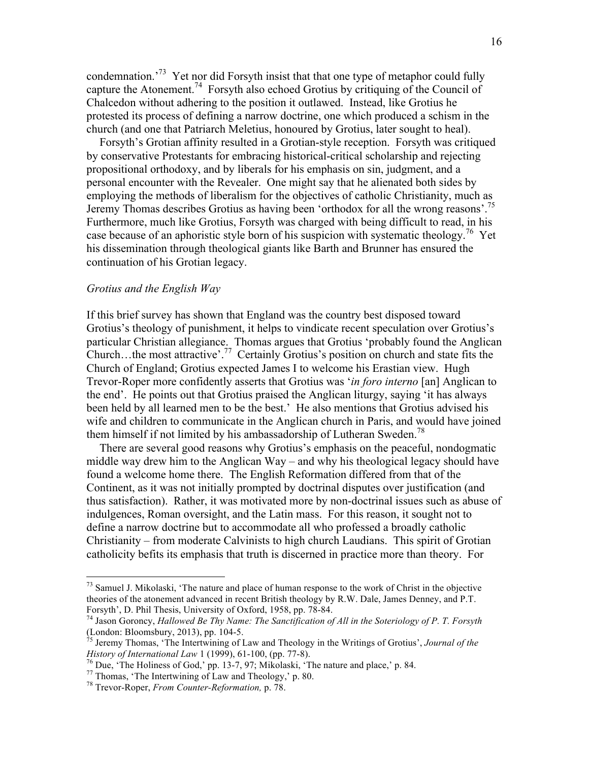condemnation.'[73] Yet nor did Forsyth insist that that one type of metaphor could fully capture the Atonement.[74] Forsyth also echoed Grotius by critiquing of the Council of Chalcedon without adhering to the position it outlawed. Instead, like Grotius he protested its process of defining a narrow doctrine, one which produced a schism in the church (and one that Patriarch Meletius, honoured by Grotius, later sought to heal).

Forsyth's Grotian affinity resulted in a Grotian-style reception. Forsyth was critiqued by conservative Protestants for embracing historical-critical scholarship and rejecting propositional orthodoxy, and by liberals for his emphasis on sin, judgment, and a personal encounter with the Revealer. One might say that he alienated both sides by employing the methods of liberalism for the objectives of catholic Christianity, much as Jeremy Thomas describes Grotius as having been 'orthodox for all the wrong reasons'.[75] Furthermore, much like Grotius, Forsyth was charged with being difficult to read, in his case because of an aphoristic style born of his suspicion with systematic theology.[76] Yet his dissemination through theological giants like Barth and Brunner has ensured the continuation of his Grotian legacy.

### *Grotius and the English Way*

If this brief survey has shown that England was the country best disposed toward Grotius's theology of punishment, it helps to vindicate recent speculation over Grotius's particular Christian allegiance. Thomas argues that Grotius 'probably found the Anglican Church…the most attractive'.[77] Certainly Grotius's position on church and state fits the Church of England; Grotius expected James I to welcome his Erastian view. Hugh Trevor-Roper more confidently asserts that Grotius was '*in foro interno* [an] Anglican to the end'. He points out that Grotius praised the Anglican liturgy, saying 'it has always been held by all learned men to be the best.' He also mentions that Grotius advised his wife and children to communicate in the Anglican church in Paris, and would have joined them himself if not limited by his ambassadorship of Lutheran Sweden.[78]

There are several good reasons why Grotius's emphasis on the peaceful, nondogmatic middle way drew him to the Anglican Way – and why his theological legacy should have found a welcome home there. The English Reformation differed from that of the Continent, as it was not initially prompted by doctrinal disputes over justification (and thus satisfaction). Rather, it was motivated more by non-doctrinal issues such as abuse of indulgences, Roman oversight, and the Latin mass. For this reason, it sought not to define a narrow doctrine but to accommodate all who professed a broadly catholic Christianity – from moderate Calvinists to high church Laudians. This spirit of Grotian catholicity befits its emphasis that truth is discerned in practice more than theory. For

---

[73] Samuel J. Mikolaski, 'The nature and place of human response to the work of Christ in the objective theories of the atonement advanced in recent British theology by R.W. Dale, James Denney, and P.T. Forsyth', D. Phil Thesis, University of Oxford, 1958, pp. 78-84.

[74] Jason Goroncy, *Hallowed Be Thy Name: The Sanctification of All in the Soteriology of P. T. Forsyth* (London: Bloomsbury, 2013), pp. 104-5.

[75] Jeremy Thomas, 'The Intertwining of Law and Theology in the Writings of Grotius', *Journal of the History of International Law* 1 (1999), 61-100, (pp. 77-8).

[76] Due, 'The Holiness of God,' pp. 13-7, 97; Mikolaski, 'The nature and place,' p. 84.

[77] Thomas, 'The Intertwining of Law and Theology,' p. 80.

[78] Trevor-Roper, *From Counter-Reformation,* p. 78.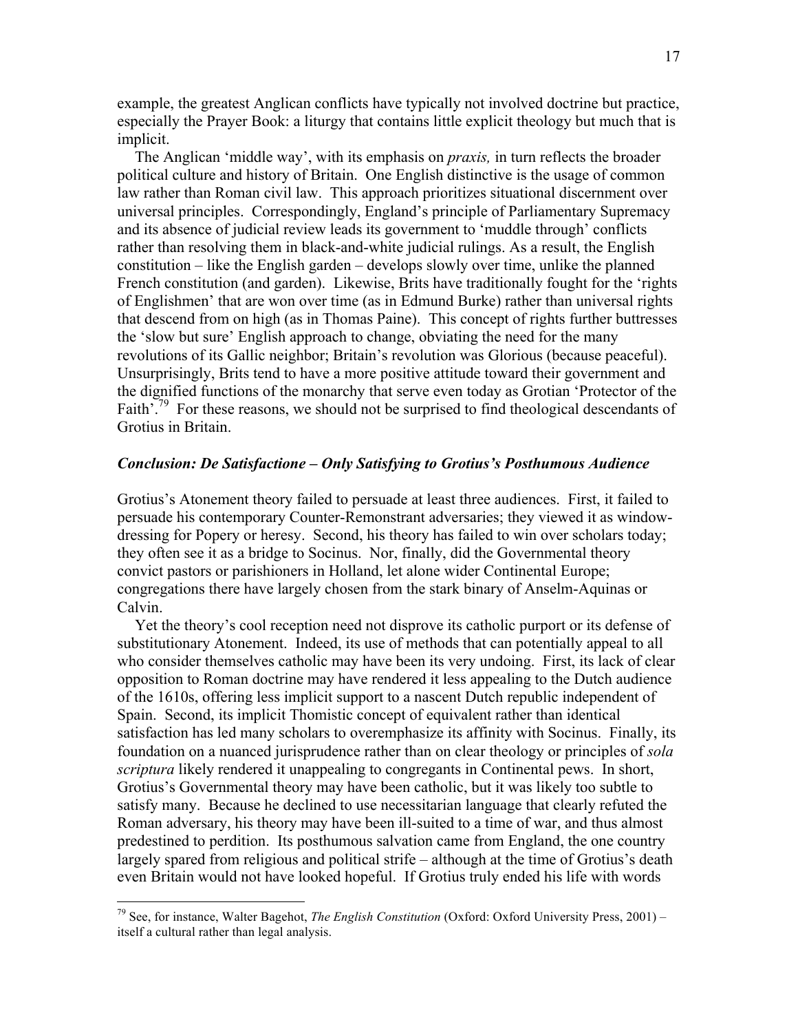example, the greatest Anglican conflicts have typically not involved doctrine but practice, especially the Prayer Book: a liturgy that contains little explicit theology but much that is implicit.

The Anglican 'middle way', with its emphasis on *praxis,* in turn reflects the broader political culture and history of Britain. One English distinctive is the usage of common law rather than Roman civil law. This approach prioritizes situational discernment over universal principles. Correspondingly, England's principle of Parliamentary Supremacy and its absence of judicial review leads its government to 'muddle through' conflicts rather than resolving them in black-and-white judicial rulings. As a result, the English constitution – like the English garden – develops slowly over time, unlike the planned French constitution (and garden). Likewise, Brits have traditionally fought for the 'rights of Englishmen' that are won over time (as in Edmund Burke) rather than universal rights that descend from on high (as in Thomas Paine). This concept of rights further buttresses the 'slow but sure' English approach to change, obviating the need for the many revolutions of its Gallic neighbor; Britain's revolution was Glorious (because peaceful). Unsurprisingly, Brits tend to have a more positive attitude toward their government and the dignified functions of the monarchy that serve even today as Grotian 'Protector of the Faith'.[79] For these reasons, we should not be surprised to find theological descendants of Grotius in Britain.

### *Conclusion: De Satisfactione – Only Satisfying to Grotius's Posthumous Audience*

Grotius's Atonement theory failed to persuade at least three audiences. First, it failed to persuade his contemporary Counter-Remonstrant adversaries; they viewed it as window-dressing for Popery or heresy. Second, his theory has failed to win over scholars today; they often see it as a bridge to Socinus. Nor, finally, did the Governmental theory convict pastors or parishioners in Holland, let alone wider Continental Europe; congregations there have largely chosen from the stark binary of Anselm-Aquinas or Calvin.

Yet the theory's cool reception need not disprove its catholic purport or its defense of substitutionary Atonement. Indeed, its use of methods that can potentially appeal to all who consider themselves catholic may have been its very undoing. First, its lack of clear opposition to Roman doctrine may have rendered it less appealing to the Dutch audience of the 1610s, offering less implicit support to a nascent Dutch republic independent of Spain. Second, its implicit Thomistic concept of equivalent rather than identical satisfaction has led many scholars to overemphasize its affinity with Socinus. Finally, its foundation on a nuanced jurisprudence rather than on clear theology or principles of *sola scriptura* likely rendered it unappealing to congregants in Continental pews. In short, Grotius's Governmental theory may have been catholic, but it was likely too subtle to satisfy many. Because he declined to use necessitarian language that clearly refuted the Roman adversary, his theory may have been ill-suited to a time of war, and thus almost predestined to perdition. Its posthumous salvation came from England, the one country largely spared from religious and political strife – although at the time of Grotius's death even Britain would not have looked hopeful. If Grotius truly ended his life with words

---

[79] See, for instance, Walter Bagehot, *The English Constitution* (Oxford: Oxford University Press, 2001) – itself a cultural rather than legal analysis.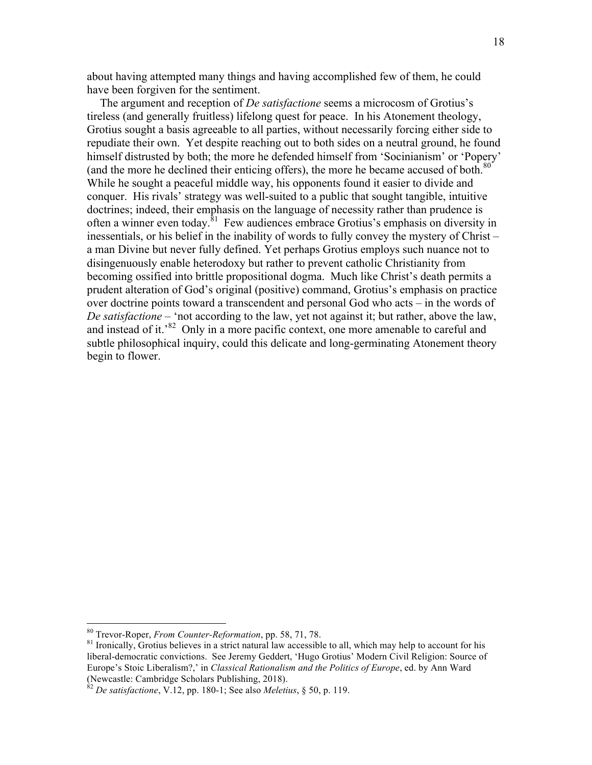about having attempted many things and having accomplished few of them, he could have been forgiven for the sentiment.

The argument and reception of *De satisfactione* seems a microcosm of Grotius's tireless (and generally fruitless) lifelong quest for peace. In his Atonement theology, Grotius sought a basis agreeable to all parties, without necessarily forcing either side to repudiate their own. Yet despite reaching out to both sides on a neutral ground, he found himself distrusted by both; the more he defended himself from 'Socinianism' or 'Popery' (and the more he declined their enticing offers), the more he became accused of both.[80] While he sought a peaceful middle way, his opponents found it easier to divide and conquer. His rivals' strategy was well-suited to a public that sought tangible, intuitive doctrines; indeed, their emphasis on the language of necessity rather than prudence is often a winner even today.[81] Few audiences embrace Grotius's emphasis on diversity in inessentials, or his belief in the inability of words to fully convey the mystery of Christ – a man Divine but never fully defined. Yet perhaps Grotius employs such nuance not to disingenuously enable heterodoxy but rather to prevent catholic Christianity from becoming ossified into brittle propositional dogma. Much like Christ's death permits a prudent alteration of God's original (positive) command, Grotius's emphasis on practice over doctrine points toward a transcendent and personal God who acts – in the words of *De satisfactione* – 'not according to the law, yet not against it; but rather, above the law, and instead of it.'[82] Only in a more pacific context, one more amenable to careful and subtle philosophical inquiry, could this delicate and long-germinating Atonement theory begin to flower.

---

[80] Trevor-Roper, *From Counter-Reformation*, pp. 58, 71, 78.

[81] Ironically, Grotius believes in a strict natural law accessible to all, which may help to account for his liberal-democratic convictions. See Jeremy Geddert, 'Hugo Grotius' Modern Civil Religion: Source of Europe's Stoic Liberalism?,' in *Classical Rationalism and the Politics of Europe*, ed. by Ann Ward (Newcastle: Cambridge Scholars Publishing, 2018).

[82] *De satisfactione*, V.12, pp. 180-1; See also *Meletius*, § 50, p. 119.